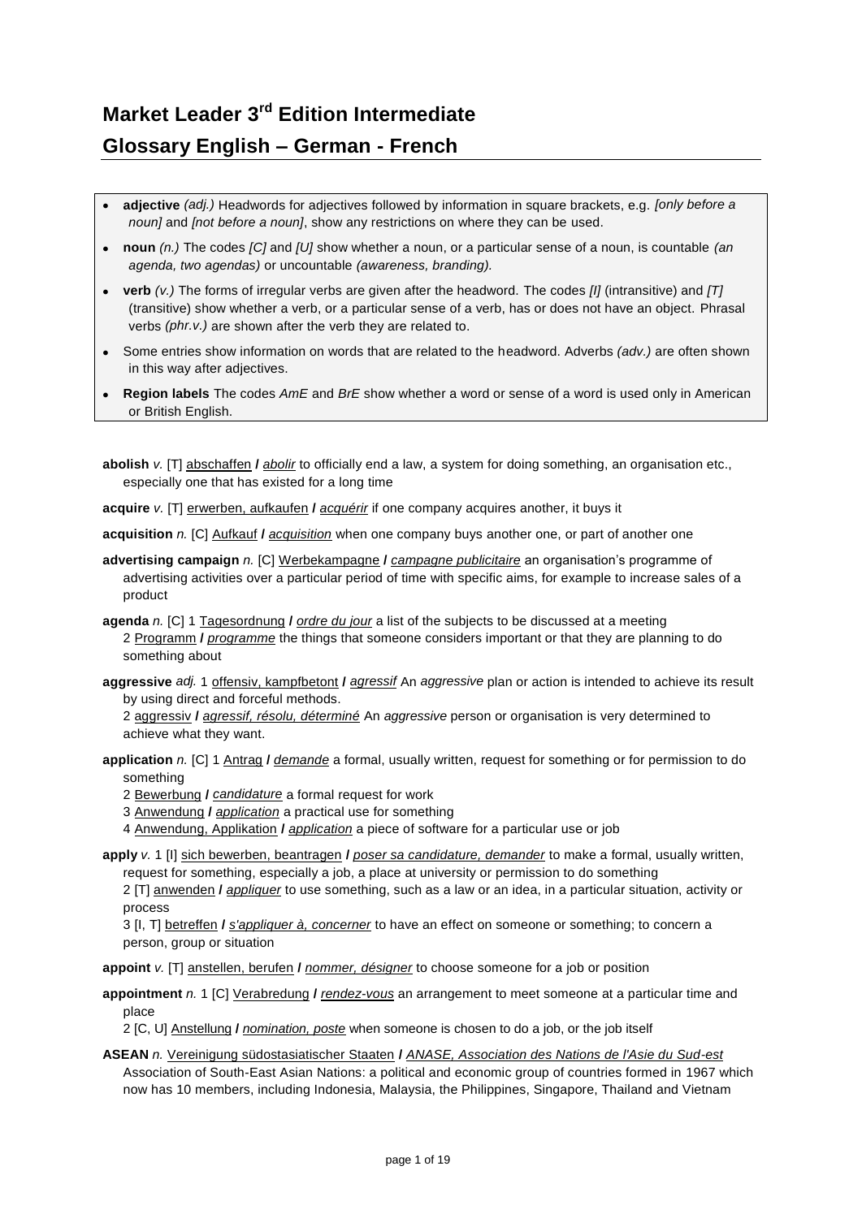# Market Leader 3rd Edition Intermediate

## Glossary English – German - French

- **adjective** *(adj.)* Headwords for adjectives followed by information in square brackets, e.g. *[only before a noun]* and *[not before a noun]*, show any restrictions on where they can be used.
- **noun** *(n.)* The codes *[C]* and *[U]* show whether a noun, or a particular sense of a noun, is countable *(an agenda, two agendas)* or uncountable *(awareness, branding).*
- **verb** *(v.)* The forms of irregular verbs are given after the headword. The codes *[I]* (intransitive) and *[T]* (transitive) show whether a verb, or a particular sense of a verb, has or does not have an object. Phrasal verbs *(phr.v.)* are shown after the verb they are related to.
- Some entries show information on words that are related to the headword. Adverbs *(adv.)* are often shown in this way after adjectives.
- **Region labels** The codes *AmE* and *BrE* show whether a word or sense of a word is used only in American or British English.

**abolish** *v.* [T] abschaffen **/** *abolir* to officially end a law, a system for doing something, an organisation etc., especially one that has existed for a long time

**acquire** *v.* [T] erwerben, aufkaufen **/** *acquérir* if one company acquires another, it buys it

**acquisition** *n.* [C] Aufkauf **/** *acquisition* when one company buys another one, or part of another one

**advertising campaign** *n.* [C] Werbekampagne **/** *campagne publicitaire* an organisation's programme of advertising activities over a particular period of time with specific aims, for example to increase sales of a product

**agenda** *n.* [C] 1 Tagesordnung **/** *ordre du jour* a list of the subjects to be discussed at a meeting
2 Programm **/** *programme* the things that someone considers important or that they are planning to do something about

**aggressive** *adj.* 1 offensiv, kampfbetont **/** *agressif* An *aggressive* plan or action is intended to achieve its result by using direct and forceful methods.
2 aggressiv **/** *agressif, résolu, déterminé* An *aggressive* person or organisation is very determined to achieve what they want.

**application** *n.* [C] 1 Antrag **/** *demande* a formal, usually written, request for something or for permission to do something
2 Bewerbung **/** *candidature* a formal request for work
3 Anwendung **/** *application* a practical use for something
4 Anwendung, Applikation **/** *application* a piece of software for a particular use or job

**apply** *v.* 1 [I] sich bewerben, beantragen **/** *poser sa candidature, demander* to make a formal, usually written, request for something, especially a job, a place at university or permission to do something
2 [T] anwenden **/** *appliquer* to use something, such as a law or an idea, in a particular situation, activity or process
3 [I, T] betreffen **/** *s'appliquer à, concerner* to have an effect on someone or something; to concern a person, group or situation

**appoint** *v.* [T] anstellen, berufen **/** *nommer, désigner* to choose someone for a job or position

**appointment** *n.* 1 [C] Verabredung **/** *rendez-vous* an arrangement to meet someone at a particular time and place
2 [C, U] Anstellung **/** *nomination, poste* when someone is chosen to do a job, or the job itself

**ASEAN** *n.* Vereinigung südostasiatischer Staaten **/** *ANASE, Association des Nations de l'Asie du Sud-est* Association of South-East Asian Nations: a political and economic group of countries formed in 1967 which now has 10 members, including Indonesia, Malaysia, the Philippines, Singapore, Thailand and Vietnam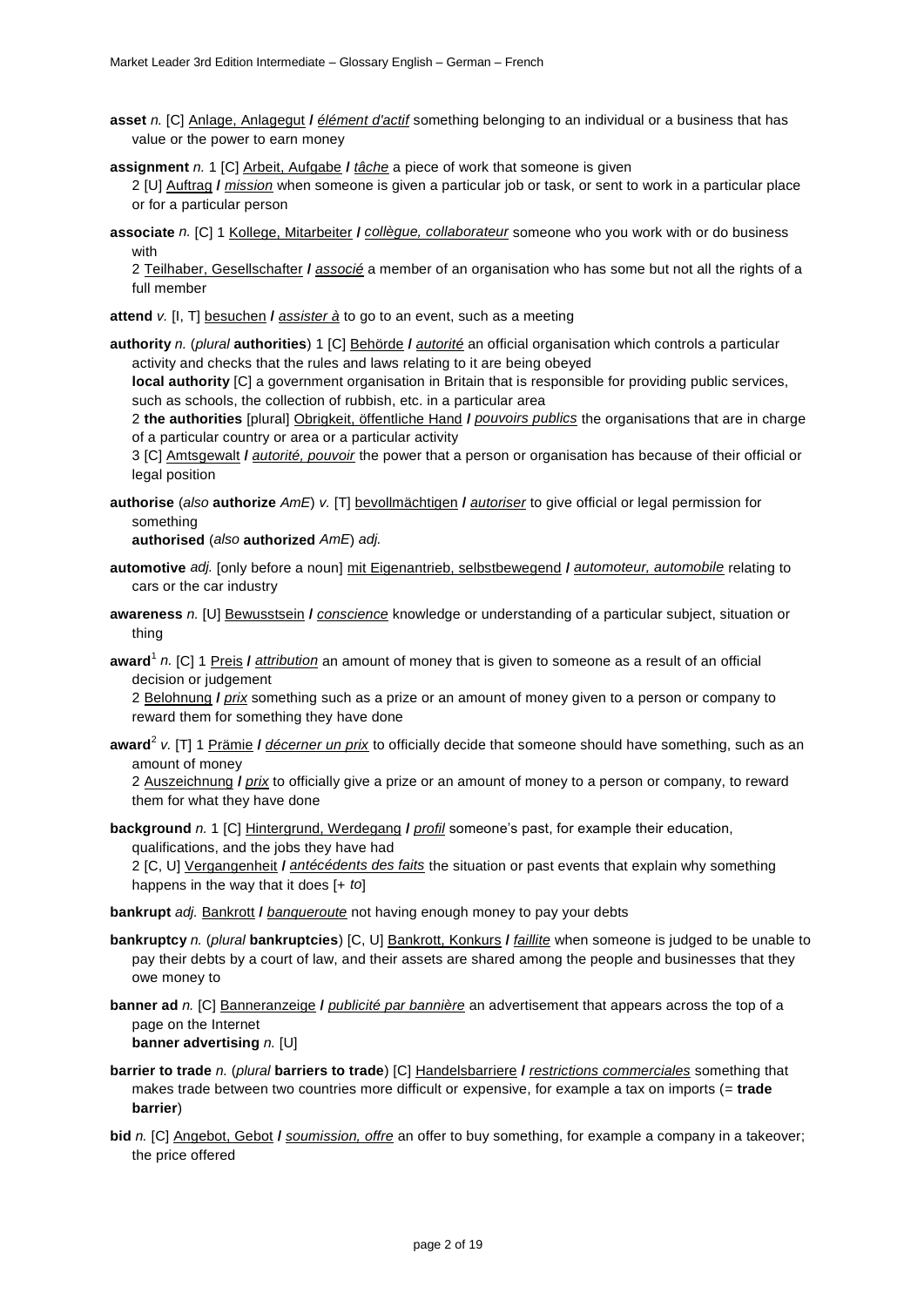**asset** *n.* [C] Anlage, Anlagegut **/** *élément d'actif* something belonging to an individual or a business that has value or the power to earn money

**assignment** *n.* 1 [C] Arbeit, Aufgabe **/** *tâche* a piece of work that someone is given
2 [U] Auftrag **/** *mission* when someone is given a particular job or task, or sent to work in a particular place or for a particular person

**associate** *n.* [C] 1 Kollege, Mitarbeiter **/** *collègue, collaborateur* someone who you work with or do business with
2 Teilhaber, Gesellschafter **/** *associé* a member of an organisation who has some but not all the rights of a full member

**attend** *v.* [I, T] besuchen **/** *assister à* to go to an event, such as a meeting

**authority** *n.* (*plural* **authorities**) 1 [C] Behörde **/** *autorité* an official organisation which controls a particular activity and checks that the rules and laws relating to it are being obeyed
**local authority** [C] a government organisation in Britain that is responsible for providing public services, such as schools, the collection of rubbish, etc. in a particular area
2 **the authorities** [plural] Obrigkeit, öffentliche Hand **/** *pouvoirs publics* the organisations that are in charge of a particular country or area or a particular activity
3 [C] Amtsgewalt **/** *autorité, pouvoir* the power that a person or organisation has because of their official or legal position

**authorise** (*also* **authorize** *AmE*) *v.* [T] bevollmächtigen **/** *autoriser* to give official or legal permission for something
**authorised** (*also* **authorized** *AmE*) *adj.*

**automotive** *adj.* [only before a noun] mit Eigenantrieb, selbstbewegend **/** *automoteur, automobile* relating to cars or the car industry

**awareness** *n.* [U] Bewusstsein **/** *conscience* knowledge or understanding of a particular subject, situation or thing

**award**[1] *n.* [C] 1 Preis **/** *attribution* an amount of money that is given to someone as a result of an official decision or judgement
2 Belohnung **/** *prix* something such as a prize or an amount of money given to a person or company to reward them for something they have done

**award**[2] *v.* [T] 1 Prämie **/** *décerner un prix* to officially decide that someone should have something, such as an amount of money
2 Auszeichnung **/** *prix* to officially give a prize or an amount of money to a person or company, to reward them for what they have done

**background** *n.* 1 [C] Hintergrund, Werdegang **/** *profil* someone's past, for example their education, qualifications, and the jobs they have had
2 [C, U] Vergangenheit **/** *antécédents des faits* the situation or past events that explain why something happens in the way that it does [+ *to*]

**bankrupt** *adj.* Bankrott **/** *banqueroute* not having enough money to pay your debts

**bankruptcy** *n.* (*plural* **bankruptcies**) [C, U] Bankrott, Konkurs **/** *faillite* when someone is judged to be unable to pay their debts by a court of law, and their assets are shared among the people and businesses that they owe money to

**banner ad** *n.* [C] Banneranzeige **/** *publicité par bannière* an advertisement that appears across the top of a page on the Internet
**banner advertising** *n.* [U]

**barrier to trade** *n.* (*plural* **barriers to trade**) [C] Handelsbarriere **/** *restrictions commerciales* something that makes trade between two countries more difficult or expensive, for example a tax on imports (= **trade barrier**)

**bid** *n.* [C] Angebot, Gebot **/** *soumission, offre* an offer to buy something, for example a company in a takeover; the price offered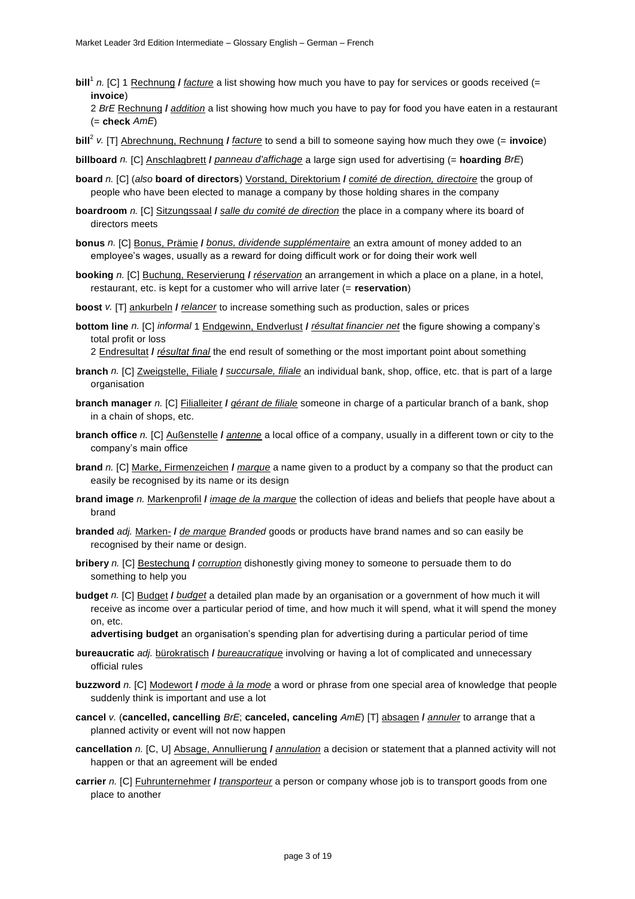**bill**[1] *n.* [C] 1 Rechnung **/** *facture* a list showing how much you have to pay for services or goods received (= **invoice**)

2 *BrE* Rechnung **/** *addition* a list showing how much you have to pay for food you have eaten in a restaurant (= **check** *AmE*)

**bill**[2] *v.* [T] Abrechnung, Rechnung **/** *facture* to send a bill to someone saying how much they owe (= **invoice**)

**billboard** *n.* [C] Anschlagbrett **/** *panneau d'affichage* a large sign used for advertising (= **hoarding** *BrE*)

**board** *n.* [C] (*also* **board of directors**) Vorstand, Direktorium **/** *comité de direction, directoire* the group of people who have been elected to manage a company by those holding shares in the company

**boardroom** *n.* [C] Sitzungssaal **/** *salle du comité de direction* the place in a company where its board of directors meets

**bonus** *n.* [C] Bonus, Prämie **/** *bonus, dividende supplémentaire* an extra amount of money added to an employee's wages, usually as a reward for doing difficult work or for doing their work well

**booking** *n.* [C] Buchung, Reservierung **/** *réservation* an arrangement in which a place on a plane, in a hotel, restaurant, etc. is kept for a customer who will arrive later (= **reservation**)

**boost** *v.* [T] ankurbeln **/** *relancer* to increase something such as production, sales or prices

**bottom line** *n.* [C] *informal* 1 Endgewinn, Endverlust **/** *résultat financier net* the figure showing a company's total profit or loss

2 Endresultat **/** *résultat final* the end result of something or the most important point about something

**branch** *n.* [C] Zweigstelle, Filiale **/** *succursale, filiale* an individual bank, shop, office, etc. that is part of a large organisation

**branch manager** *n.* [C] Filialleiter **/** *gérant de filiale* someone in charge of a particular branch of a bank, shop in a chain of shops, etc.

**branch office** *n.* [C] Außenstelle **/** *antenne* a local office of a company, usually in a different town or city to the company's main office

**brand** *n.* [C] Marke, Firmenzeichen **/** *marque* a name given to a product by a company so that the product can easily be recognised by its name or its design

**brand image** *n.* Markenprofil **/** *image de la marque* the collection of ideas and beliefs that people have about a brand

**branded** *adj.* Marken- **/** *de marque* *Branded* goods or products have brand names and so can easily be recognised by their name or design.

**bribery** *n.* [C] Bestechung **/** *corruption* dishonestly giving money to someone to persuade them to do something to help you

**budget** *n.* [C] Budget **/** *budget* a detailed plan made by an organisation or a government of how much it will receive as income over a particular period of time, and how much it will spend, what it will spend the money on, etc.

**advertising budget** an organisation's spending plan for advertising during a particular period of time

**bureaucratic** *adj.* bürokratisch **/** *bureaucratique* involving or having a lot of complicated and unnecessary official rules

**buzzword** *n.* [C] Modewort **/** *mode à la mode* a word or phrase from one special area of knowledge that people suddenly think is important and use a lot

**cancel** *v.* (**cancelled, cancelling** *BrE*; **canceled, canceling** *AmE*) [T] absagen **/** *annuler* to arrange that a planned activity or event will not now happen

**cancellation** *n.* [C, U] Absage, Annullierung **/** *annulation* a decision or statement that a planned activity will not happen or that an agreement will be ended

**carrier** *n.* [C] Fuhrunternehmer **/** *transporteur* a person or company whose job is to transport goods from one place to another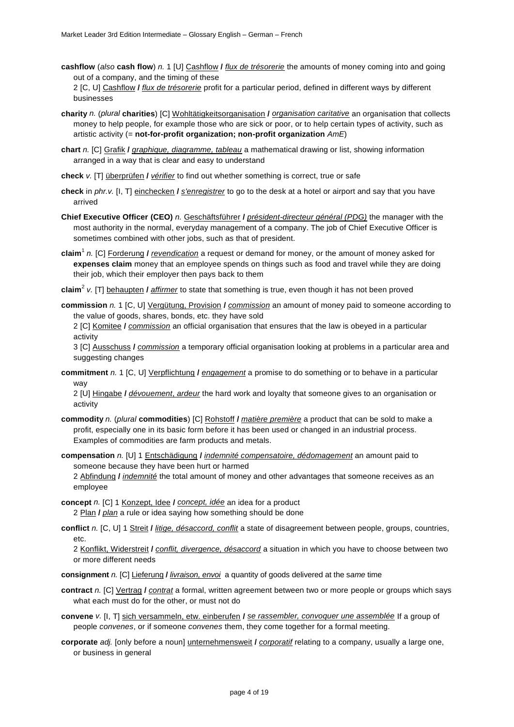**cashflow** (*also* **cash flow**) *n.* 1 [U] Cashflow **/** *flux de trésorerie* the amounts of money coming into and going out of a company, and the timing of these
2 [C, U] Cashflow **/** *flux de trésorerie* profit for a particular period, defined in different ways by different businesses

**charity** *n.* (*plural* **charities**) [C] Wohltätigkeitsorganisation **/** *organisation caritative* an organisation that collects money to help people, for example those who are sick or poor, or to help certain types of activity, such as artistic activity (= **not-for-profit organization; non-profit organization** *AmE*)

**chart** *n.* [C] Grafik **/** *graphique, diagramme, tableau* a mathematical drawing or list, showing information arranged in a way that is clear and easy to understand

**check** *v.* [T] überprüfen **/** *vérifier* to find out whether something is correct, true or safe

**check** in *phr.v.* [I, T] einchecken **/** *s'enregistrer* to go to the desk at a hotel or airport and say that you have arrived

**Chief Executive Officer (CEO)** *n.* Geschäftsführer **/** *président-directeur général (PDG)* the manager with the most authority in the normal, everyday management of a company. The job of Chief Executive Officer is sometimes combined with other jobs, such as that of president.

**claim**[1] *n.* [C] Forderung **/** *revendication* a request or demand for money, or the amount of money asked for
**expenses claim** money that an employee spends on things such as food and travel while they are doing their job, which their employer then pays back to them

**claim**[2] *v.* [T] behaupten **/** *affirmer* to state that something is true, even though it has not been proved

**commission** *n.* 1 [C, U] Vergütung, Provision **/** *commission* an amount of money paid to someone according to the value of goods, shares, bonds, etc. they have sold
2 [C] Komitee **/** *commission* an official organisation that ensures that the law is obeyed in a particular activity
3 [C] Ausschuss **/** *commission* a temporary official organisation looking at problems in a particular area and suggesting changes

**commitment** *n.* 1 [C, U] Verpflichtung **/** *engagement* a promise to do something or to behave in a particular way
2 [U] Hingabe **/** *dévouement, ardeur* the hard work and loyalty that someone gives to an organisation or activity

**commodity** *n.* (*plural* **commodities**) [C] Rohstoff **/** *matière première* a product that can be sold to make a profit, especially one in its basic form before it has been used or changed in an industrial process. Examples of commodities are farm products and metals.

**compensation** *n.* [U] 1 Entschädigung **/** *indemnité compensatoire, dédomagement* an amount paid to someone because they have been hurt or harmed
2 Abfindung **/** *indemnité* the total amount of money and other advantages that someone receives as an employee

**concept** *n.* [C] 1 Konzept, Idee **/** *concept, idée* an idea for a product
2 Plan **/** *plan* a rule or idea saying how something should be done

**conflict** *n.* [C, U] 1 Streit **/** *litige, désaccord, conflit* a state of disagreement between people, groups, countries, etc.
2 Konflikt, Widerstreit **/** *conflit, divergence, désaccord* a situation in which you have to choose between two or more different needs

**consignment** *n.* [C] Lieferung **/** *livraison, envoi* a quantity of goods delivered at the s*ame* time

**contract** *n.* [C] Vertrag **/** *contrat* a formal, written agreement between two or more people or groups which says what each must do for the other, or must not do

**convene** *v.* [I, T] sich versammeln, etw. einberufen **/** *se rassembler, convoquer une assemblée* If a group of people *convenes*, or if someone *convenes* them, they come together for a formal meeting.

**corporate** *adj.* [only before a noun] unternehmensweit **/** *corporatif* relating to a company, usually a large one, or business in general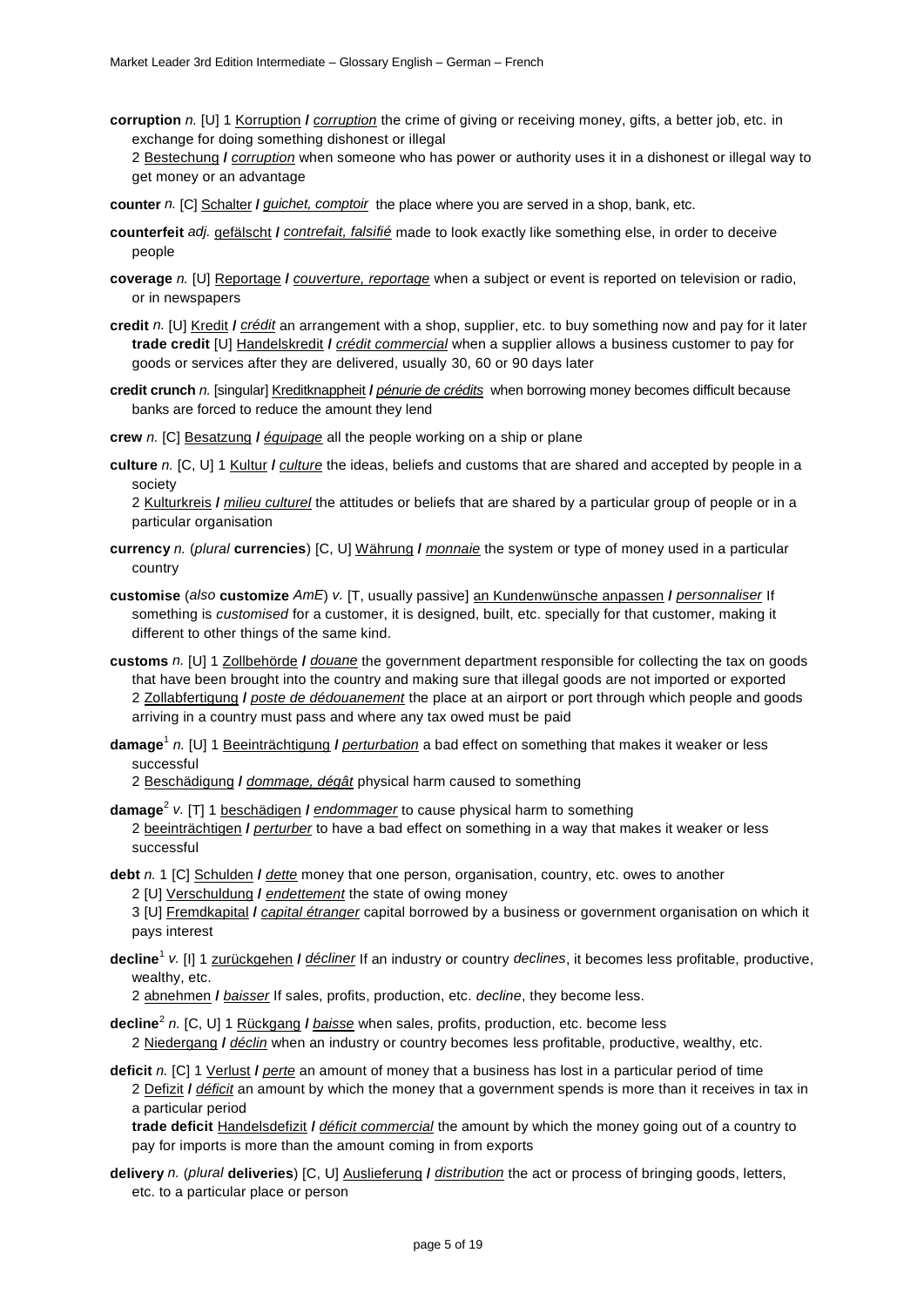**corruption** *n.* [U] 1 Korruption / *corruption* the crime of giving or receiving money, gifts, a better job, etc. in exchange for doing something dishonest or illegal
2 Bestechung / *corruption* when someone who has power or authority uses it in a dishonest or illegal way to get money or an advantage

**counter** *n.* [C] Schalter / *guichet, comptoir* the place where you are served in a shop, bank, etc.

**counterfeit** *adj.* gefälscht / *contrefait, falsifié* made to look exactly like something else, in order to deceive people

**coverage** *n.* [U] Reportage / *couverture, reportage* when a subject or event is reported on television or radio, or in newspapers

**credit** *n.* [U] Kredit / *crédit* an arrangement with a shop, supplier, etc. to buy something now and pay for it later
**trade credit** [U] Handelskredit / *crédit commercial* when a supplier allows a business customer to pay for goods or services after they are delivered, usually 30, 60 or 90 days later

**credit crunch** *n.* [singular] Kreditknappheit / *pénurie de crédits* when borrowing money becomes difficult because banks are forced to reduce the amount they lend

**crew** *n.* [C] Besatzung / *équipage* all the people working on a ship or plane

**culture** *n.* [C, U] 1 Kultur / *culture* the ideas, beliefs and customs that are shared and accepted by people in a society
2 Kulturkreis / *milieu culturel* the attitudes or beliefs that are shared by a particular group of people or in a particular organisation

**currency** *n.* (*plural* **currencies**) [C, U] Währung / *monnaie* the system or type of money used in a particular country

**customise** (*also* **customize** *AmE*) *v.* [T, usually passive] an Kundenwünsche anpassen / *personnaliser* If something is *customised* for a customer, it is designed, built, etc. specially for that customer, making it different to other things of the same kind.

**customs** *n.* [U] 1 Zollbehörde / *douane* the government department responsible for collecting the tax on goods that have been brought into the country and making sure that illegal goods are not imported or exported
2 Zollabfertigung / *poste de dédouanement* the place at an airport or port through which people and goods arriving in a country must pass and where any tax owed must be paid

**damage**[1] *n.* [U] 1 Beeinträchtigung / *perturbation* a bad effect on something that makes it weaker or less successful
2 Beschädigung / *dommage, dégât* physical harm caused to something

**damage**[2] *v.* [T] 1 beschädigen / *endommager* to cause physical harm to something
2 beeinträchtigen / *perturber* to have a bad effect on something in a way that makes it weaker or less successful

**debt** *n.* 1 [C] Schulden / *dette* money that one person, organisation, country, etc. owes to another
2 [U] Verschuldung / *endettement* the state of owing money
3 [U] Fremdkapital / *capital étranger* capital borrowed by a business or government organisation on which it pays interest

**decline**[1] *v.* [I] 1 zurückgehen / *décliner* If an industry or country *declines*, it becomes less profitable, productive, wealthy, etc.
2 abnehmen / *baisser* If sales, profits, production, etc. *decline*, they become less.

**decline**[2] *n.* [C, U] 1 Rückgang / *baisse* when sales, profits, production, etc. become less
2 Niedergang / *déclin* when an industry or country becomes less profitable, productive, wealthy, etc.

**deficit** *n.* [C] 1 Verlust / *perte* an amount of money that a business has lost in a particular period of time
2 Defizit / *déficit* an amount by which the money that a government spends is more than it receives in tax in a particular period
**trade deficit** Handelsdefizit / *déficit commercial* the amount by which the money going out of a country to pay for imports is more than the amount coming in from exports

**delivery** *n.* (*plural* **deliveries**) [C, U] Auslieferung / *distribution* the act or process of bringing goods, letters, etc. to a particular place or person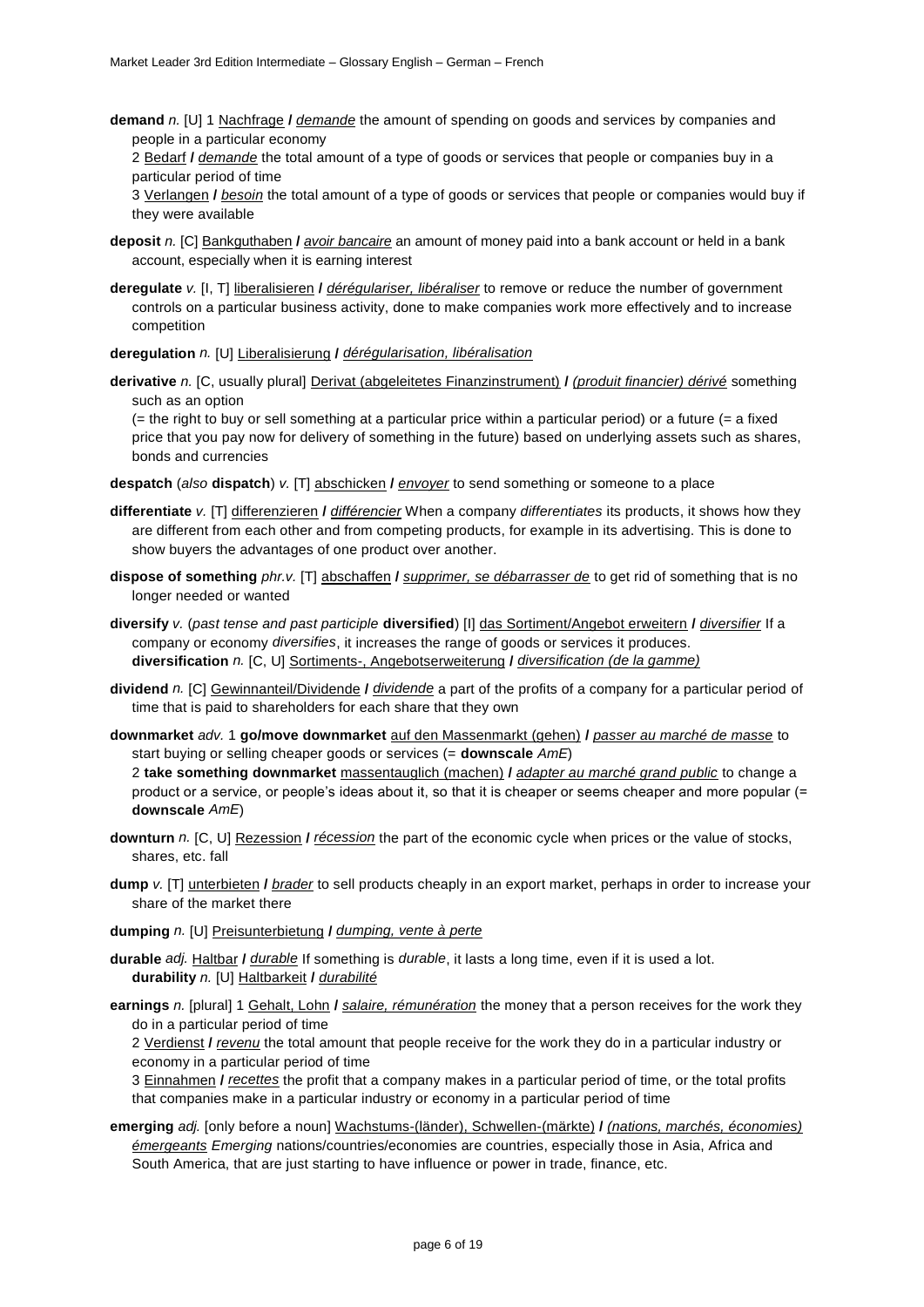**demand** *n.* [U] 1 Nachfrage **/** *demande* the amount of spending on goods and services by companies and people in a particular economy

2 Bedarf **/** *demande* the total amount of a type of goods or services that people or companies buy in a particular period of time

3 Verlangen **/** *besoin* the total amount of a type of goods or services that people or companies would buy if they were available

**deposit** *n.* [C] Bankguthaben **/** *avoir bancaire* an amount of money paid into a bank account or held in a bank account, especially when it is earning interest

**deregulate** *v.* [I, T] liberalisieren **/** *déréguler, libéraliser* to remove or reduce the number of government controls on a particular business activity, done to make companies work more effectively and to increase competition

**deregulation** *n.* [U] Liberalisierung **/** *dérégularisation, libéralisation*

**derivative** *n.* [C, usually plural] Derivat (abgeleitetes Finanzinstrument) **/** *(produit financier) dérivé* something such as an option
(= the right to buy or sell something at a particular price within a particular period) or a future (= a fixed price that you pay now for delivery of something in the future) based on underlying assets such as shares, bonds and currencies

**despatch** (*also* **dispatch**) *v.* [T] abschicken **/** *envoyer* to send something or someone to a place

**differentiate** *v.* [T] differenzieren **/** *différencier* When a company *differentiates* its products, it shows how they are different from each other and from competing products, for example in its advertising. This is done to show buyers the advantages of one product over another.

**dispose of something** *phr.v.* [T] abschaffen **/** *supprimer, se débarrasser de* to get rid of something that is no longer needed or wanted

**diversify** *v.* (*past tense and past participle* **diversified**) [I] das Sortiment/Angebot erweitern **/** *diversifier* If a company or economy *diversifies*, it increases the range of goods or services it produces.
**diversification** *n.* [C, U] Sortiments-, Angebotserweiterung **/** *diversification (de la gamme)*

**dividend** *n.* [C] Gewinnanteil/Dividende **/** *dividende* a part of the profits of a company for a particular period of time that is paid to shareholders for each share that they own

**downmarket** *adv.* 1 **go/move downmarket** auf den Massenmarkt (gehen) **/** *passer au marché de masse* to start buying or selling cheaper goods or services (= **downscale** *AmE*)

2 **take something downmarket** massentauglich (machen) **/** *adapter au marché grand public* to change a product or a service, or people's ideas about it, so that it is cheaper or seems cheaper and more popular (= **downscale** *AmE*)

**downturn** *n.* [C, U] Rezession **/** *récession* the part of the economic cycle when prices or the value of stocks, shares, etc. fall

**dump** *v.* [T] unterbieten **/** *brader* to sell products cheaply in an export market, perhaps in order to increase your share of the market there

**dumping** *n.* [U] Preisunterbietung **/** *dumping, vente à perte*

**durable** *adj.* Haltbar **/** *durable* If something is *durable*, it lasts a long time, even if it is used a lot.
**durability** *n.* [U] Haltbarkeit **/** *durabilité*

**earnings** *n.* [plural] 1 Gehalt, Lohn **/** *salaire, rémunération* the money that a person receives for the work they do in a particular period of time

2 Verdienst **/** *revenu* the total amount that people receive for the work they do in a particular industry or economy in a particular period of time

3 Einnahmen **/** *recettes* the profit that a company makes in a particular period of time, or the total profits that companies make in a particular industry or economy in a particular period of time

**emerging** *adj.* [only before a noun] Wachstums-(länder), Schwellen-(märkte) **/** *(nations, marchés, économies) émergeants* *Emerging* nations/countries/economies are countries, especially those in Asia, Africa and South America, that are just starting to have influence or power in trade, finance, etc.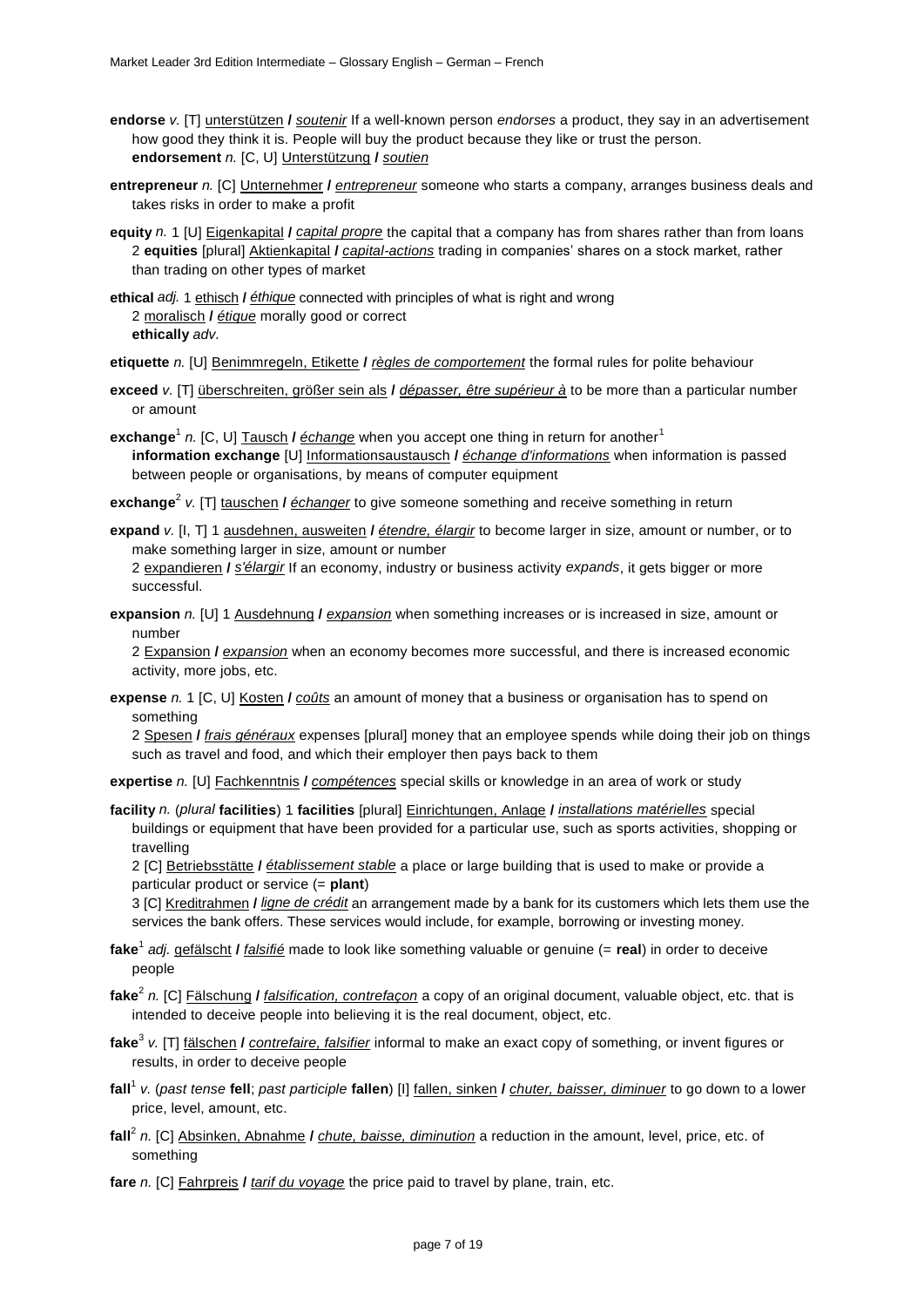**endorse** *v.* [T] Unterstützen / *soutenir* If a well-known person *endorses* a product, they say in an advertisement how good they think it is. People will buy the product because they like or trust the person.
**endorsement** *n.* [C, U] Unterstützung / *soutien*

**entrepreneur** *n.* [C] Unternehmer / *entrepreneur* someone who starts a company, arranges business deals and takes risks in order to make a profit

**equity** *n.* 1 [U] Eigenkapital / *capital propre* the capital that a company has from shares rather than from loans
2 **equities** [plural] Aktienkapital / *capital-actions* trading in companies' shares on a stock market, rather than trading on other types of market

**ethical** *adj.* 1 ethisch / *éthique* connected with principles of what is right and wrong
2 moralisch / *étique* morally good or correct
**ethically** *adv.*

**etiquette** *n.* [U] Benimmregeln, Etikette / *règles de comportement* the formal rules for polite behaviour

**exceed** *v.* [T] überschreiten, größer sein als / *dépasser, être supérieur à* to be more than a particular number or amount

**exchange**[1] *n.* [C, U] Tausch / *échange* when you accept one thing in return for another[1]
**information exchange** [U] Informationsaustausch / *échange d'informations* when information is passed between people or organisations, by means of computer equipment

**exchange**[2] *v.* [T] tauschen / *échanger* to give someone something and receive something in return

**expand** *v.* [I, T] 1 ausdehnen, ausweiten / *étendre, élargir* to become larger in size, amount or number, or to make something larger in size, amount or number
2 expandieren / *s'élargir* If an economy, industry or business activity *expands*, it gets bigger or more successful.

**expansion** *n.* [U] 1 Ausdehnung / *expansion* when something increases or is increased in size, amount or number
2 Expansion / *expansion* when an economy becomes more successful, and there is increased economic activity, more jobs, etc.

**expense** *n.* 1 [C, U] Kosten / *coûts* an amount of money that a business or organisation has to spend on something
2 Spesen / *frais généraux* expenses [plural] money that an employee spends while doing their job on things such as travel and food, and which their employer then pays back to them

**expertise** *n.* [U] Fachkenntnis / *compétences* special skills or knowledge in an area of work or study

**facility** *n.* (*plural* **facilities**) 1 **facilities** [plural] Einrichtungen, Anlage / *installations matérielles* special buildings or equipment that have been provided for a particular use, such as sports activities, shopping or travelling
2 [C] Betriebsstätte / *établissement stable* a place or large building that is used to make or provide a particular product or service (= **plant**)
3 [C] Kreditrahmen / *ligne de crédit* an arrangement made by a bank for its customers which lets them use the services the bank offers. These services would include, for example, borrowing or investing money.

**fake**[1] *adj.* gefälscht / *falsifié* made to look like something valuable or genuine (= **real**) in order to deceive people

**fake**[2] *n.* [C] Fälschung / *falsification, contrefaçon* a copy of an original document, valuable object, etc. that is intended to deceive people into believing it is the real document, object, etc.

**fake**[3] *v.* [T] fälschen / *contrefaire, falsifier* informal to make an exact copy of something, or invent figures or results, in order to deceive people

**fall**[1] *v.* (*past tense* **fell**; *past participle* **fallen**) [I] fallen, sinken / *chuter, baisser, diminuer* to go down to a lower price, level, amount, etc.

**fall**[2] *n.* [C] Absinken, Abnahme / *chute, baisse, diminution* a reduction in the amount, level, price, etc. of something

**fare** *n.* [C] Fahrpreis / *tarif du voyage* the price paid to travel by plane, train, etc.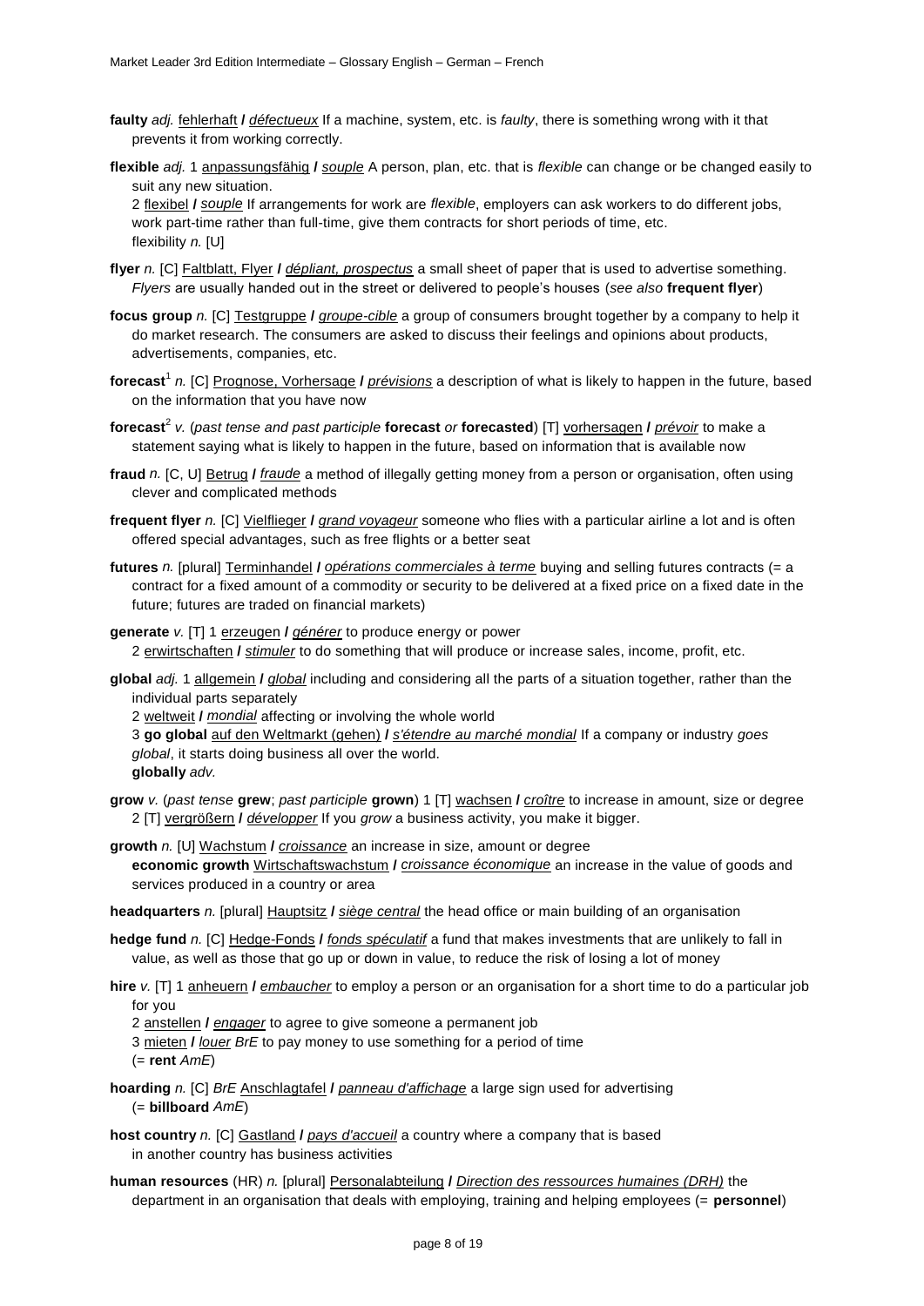**faulty** *adj.* fehlerhaft **/** *défectueux* If a machine, system, etc. is *faulty*, there is something wrong with it that prevents it from working correctly.

**flexible** *adj.* 1 anpassungsfähig **/** *souple* A person, plan, etc. that is *flexible* can change or be changed easily to suit any new situation.
2 flexibel **/** *souple* If arrangements for work are *flexible*, employers can ask workers to do different jobs, work part-time rather than full-time, give them contracts for short periods of time, etc.
flexibility *n.* [U]

**flyer** *n.* [C] Faltblatt, Flyer **/** *dépliant, prospectus* a small sheet of paper that is used to advertise something. *Flyers* are usually handed out in the street or delivered to people's houses (*see also* **frequent flyer**)

**focus group** *n.* [C] Testgruppe **/** *groupe-cible* a group of consumers brought together by a company to help it do market research. The consumers are asked to discuss their feelings and opinions about products, advertisements, companies, etc.

**forecast**[1] *n.* [C] Prognose, Vorhersage **/** *prévisions* a description of what is likely to happen in the future, based on the information that you have now

**forecast**[2] *v.* (*past tense and past participle* **forecast** *or* **forecasted**) [T] vorhersagen **/** *prévoir* to make a statement saying what is likely to happen in the future, based on information that is available now

**fraud** *n.* [C, U] Betrug **/** *fraude* a method of illegally getting money from a person or organisation, often using clever and complicated methods

**frequent flyer** *n.* [C] Vielflieger **/** *grand voyageur* someone who flies with a particular airline a lot and is often offered special advantages, such as free flights or a better seat

**futures** *n.* [plural] Terminhandel **/** *opérations commerciales à terme* buying and selling futures contracts (= a contract for a fixed amount of a commodity or security to be delivered at a fixed price on a fixed date in the future; futures are traded on financial markets)

**generate** *v.* [T] 1 erzeugen **/** *générer* to produce energy or power
2 erwirtschaften **/** *stimuler* to do something that will produce or increase sales, income, profit, etc.

**global** *adj.* 1 allgemein **/** *global* including and considering all the parts of a situation together, rather than the individual parts separately
2 weltweit **/** *mondial* affecting or involving the whole world
3 **go global** auf den Weltmarkt (gehen) **/** *s'étendre au marché mondial* If a company or industry *goes global*, it starts doing business all over the world.
**globally** *adv.*

**grow** *v.* (*past tense* **grew**; *past participle* **grown**) 1 [T] wachsen **/** *croître* to increase in amount, size or degree
2 [T] vergrößern **/** *développer* If you *grow* a business activity, you make it bigger.

**growth** *n.* [U] Wachstum **/** *croissance* an increase in size, amount or degree
**economic growth** Wirtschaftswachstum **/** *croissance économique* an increase in the value of goods and services produced in a country or area

**headquarters** *n.* [plural] Hauptsitz **/** *siège central* the head office or main building of an organisation

**hedge fund** *n.* [C] Hedge-Fonds **/** *fonds spéculatif* a fund that makes investments that are unlikely to fall in value, as well as those that go up or down in value, to reduce the risk of losing a lot of money

**hire** *v.* [T] 1 anheuern **/** *embaucher* to employ a person or an organisation for a short time to do a particular job for you
2 anstellen **/** *engager* to agree to give someone a permanent job
3 mieten **/** *louer* *BrE* to pay money to use something for a period of time
(= **rent** *AmE*)

**hoarding** *n.* [C] *BrE* Anschlagtafel **/** *panneau d'affichage* a large sign used for advertising
(= **billboard** *AmE*)

**host country** *n.* [C] Gastland **/** *pays d'accueil* a country where a company that is based in another country has business activities

**human resources** (HR) *n.* [plural] Personalabteilung **/** *Direction des ressources humaines (DRH)* the department in an organisation that deals with employing, training and helping employees (= **personnel**)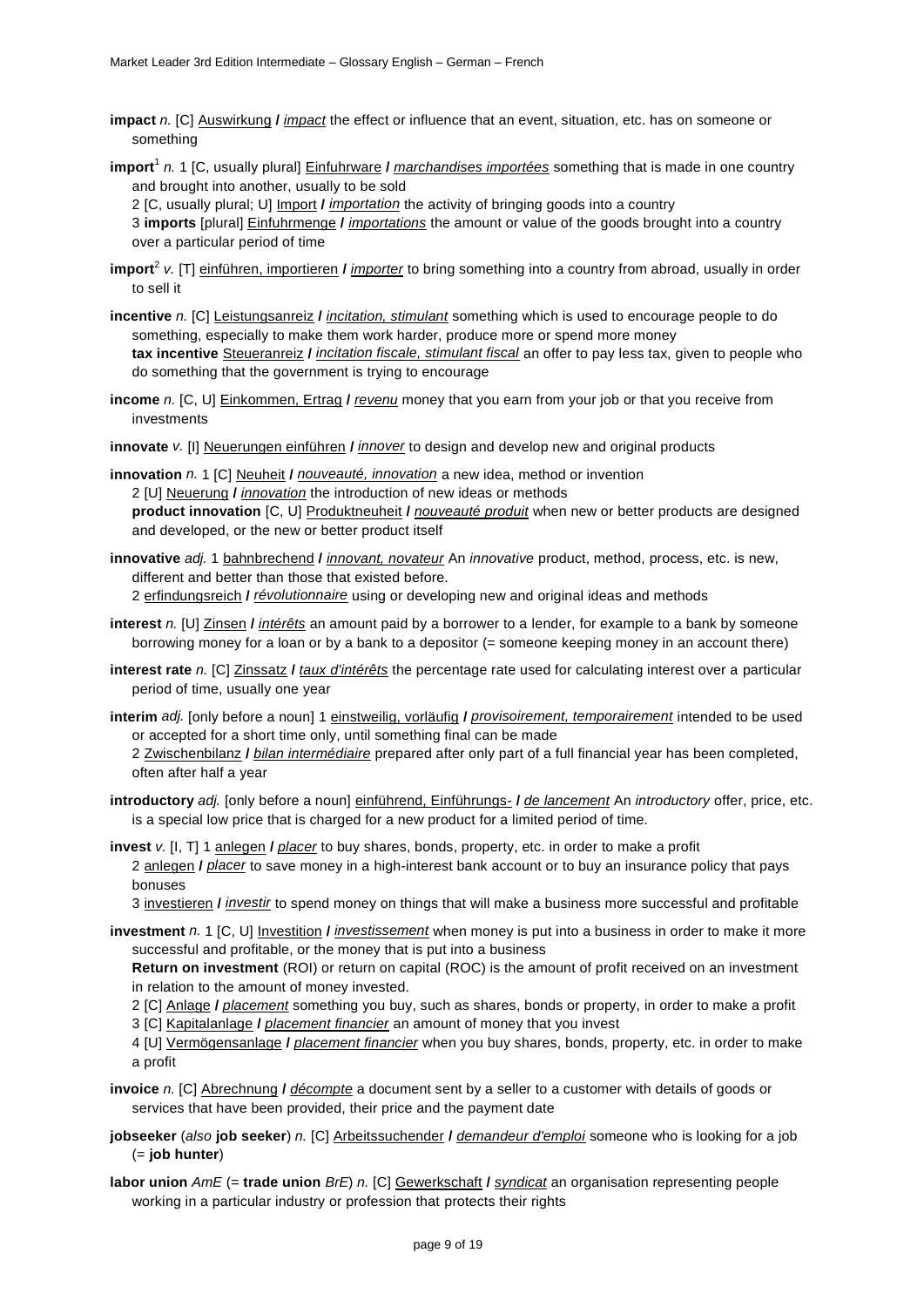**impact** *n.* [C] Auswirkung **/** *impact* the effect or influence that an event, situation, etc. has on someone or something

**import**[1] *n.* 1 [C, usually plural] Einfuhrware **/** *marchandises importées* something that is made in one country and brought into another, usually to be sold
2 [C, usually plural; U] Import **/** *importation* the activity of bringing goods into a country
3 **imports** [plural] Einfuhrmenge **/** *importations* the amount or value of the goods brought into a country over a particular period of time

**import**[2] *v.* [T] einführen, importieren **/** *importer* to bring something into a country from abroad, usually in order to sell it

**incentive** *n.* [C] Leistungsanreiz **/** *incitation, stimulant* something which is used to encourage people to do something, especially to make them work harder, produce more or spend more money
**tax incentive** Steueranreiz **/** *incitation fiscale, stimulant fiscal* an offer to pay less tax, given to people who do something that the government is trying to encourage

**income** *n.* [C, U] Einkommen, Ertrag **/** *revenu* money that you earn from your job or that you receive from investments

**innovate** *v.* [I] Neuerungen einführen **/** *innover* to design and develop new and original products

**innovation** *n.* 1 [C] Neuheit **/** *nouveauté, innovation* a new idea, method or invention
2 [U] Neuerung **/** *innovation* the introduction of new ideas or methods
**product innovation** [C, U] Produktneuheit **/** *nouveauté produit* when new or better products are designed and developed, or the new or better product itself

**innovative** *adj.* 1 bahnbrechend **/** *innovant, novateur* An *innovative* product, method, process, etc. is new, different and better than those that existed before.
2 erfindungsreich **/** *révolutionnaire* using or developing new and original ideas and methods

**interest** *n.* [U] Zinsen **/** *intérêts* an amount paid by a borrower to a lender, for example to a bank by someone borrowing money for a loan or by a bank to a depositor (= someone keeping money in an account there)

**interest rate** *n.* [C] Zinssatz **/** *taux d'intérêts* the percentage rate used for calculating interest over a particular period of time, usually one year

**interim** *adj.* [only before a noun] 1 einstweilig, vorläufig **/** *provisoirement, temporairement* intended to be used or accepted for a short time only, until something final can be made
2 Zwischenbilanz **/** *bilan intermédiaire* prepared after only part of a full financial year has been completed, often after half a year

**introductory** *adj.* [only before a noun] einführend, Einführungs- **/** *de lancement* An *introductory* offer, price, etc. is a special low price that is charged for a new product for a limited period of time.

**invest** *v.* [I, T] 1 anlegen **/** *placer* to buy shares, bonds, property, etc. in order to make a profit
2 anlegen **/** *placer* to save money in a high-interest bank account or to buy an insurance policy that pays bonuses
3 investieren **/** *investir* to spend money on things that will make a business more successful and profitable

**investment** *n.* 1 [C, U] Investition **/** *investissement* when money is put into a business in order to make it more successful and profitable, or the money that is put into a business
**Return on investment** (ROI) or return on capital (ROC) is the amount of profit received on an investment in relation to the amount of money invested.
2 [C] Anlage **/** *placement* something you buy, such as shares, bonds or property, in order to make a profit
3 [C] Kapitalanlage **/** *placement financier* an amount of money that you invest
4 [U] Vermögensanlage **/** *placement financier* when you buy shares, bonds, property, etc. in order to make a profit

**invoice** *n.* [C] Abrechnung **/** *décompte* a document sent by a seller to a customer with details of goods or services that have been provided, their price and the payment date

**jobseeker** (*also* **job seeker**) *n.* [C] Arbeitssuchender **/** *demandeur d'emploi* someone who is looking for a job (= **job hunter**)

**labor union** *AmE* (= **trade union** *BrE*) *n.* [C] Gewerkschaft **/** *syndicat* an organisation representing people working in a particular industry or profession that protects their rights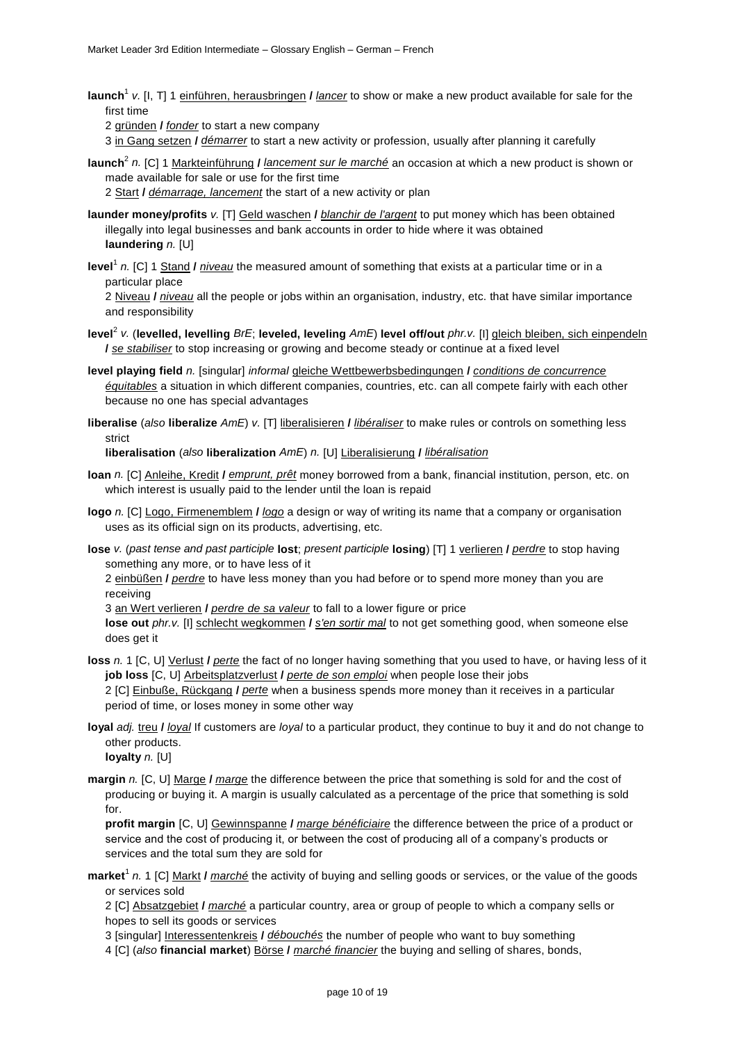**launch**[1] *v.* [I, T] 1 <u>einführen, herausbringen</u> **/** *<u>lancer</u>* to show or make a new product available for sale for the first time

2 <u>gründen</u> **/** *<u>fonder</u>* to start a new company

3 <u>in Gang setzen</u> **/** *<u>démarrer</u>* to start a new activity or profession, usually after planning it carefully

**launch**[2] *n.* [C] 1 <u>Markteinführung</u> **/** *<u>lancement sur le marché</u>* an occasion at which a new product is shown or made available for sale or use for the first time

2 <u>Start</u> **/** *<u>démarrage, lancement</u>* the start of a new activity or plan

**launder money/profits** *v.* [T] <u>Geld waschen</u> **/** *<u>blanchir de l'argent</u>* to put money which has been obtained illegally into legal businesses and bank accounts in order to hide where it was obtained

**laundering** *n.* [U]

**level**[1] *n.* [C] 1 <u>Stand</u> **/** *<u>niveau</u>* the measured amount of something that exists at a particular time or in a particular place

2 <u>Niveau</u> **/** *<u>niveau</u>* all the people or jobs within an organisation, industry, etc. that have similar importance and responsibility

**level**[2] *v.* (**levelled, levelling** *BrE*; **leveled, leveling** *AmE*) **level off/out** *phr.v.* [I] <u>gleich bleiben, sich einpendeln</u> **/** *<u>se stabiliser</u>* to stop increasing or growing and become steady or continue at a fixed level

**level playing field** *n.* [singular] *informal* <u>gleiche Wettbewerbsbedingungen</u> **/** *<u>conditions de concurrence équitables</u>* a situation in which different companies, countries, etc. can all compete fairly with each other because no one has special advantages

**liberalise** (*also* **liberalize** *AmE*) *v.* [T] <u>liberalisieren</u> **/** *<u>libéraliser</u>* to make rules or controls on something less strict

**liberalisation** (*also* **liberalization** *AmE*) *n.* [U] <u>Liberalisierung</u> **/** *<u>libéralisation</u>*

**loan** *n.* [C] <u>Anleihe, Kredit</u> **/** *<u>emprunt, prêt</u>* money borrowed from a bank, financial institution, person, etc. on which interest is usually paid to the lender until the loan is repaid

**logo** *n.* [C] <u>Logo, Firmenemblem</u> **/** *<u>logo</u>* a design or way of writing its name that a company or organisation uses as its official sign on its products, advertising, etc.

**lose** *v.* (*past tense and past participle* **lost**; *present participle* **losing**) [T] 1 <u>verlieren</u> **/** *<u>perdre</u>* to stop having something any more, or to have less of it

2 <u>einbüßen</u> **/** *<u>perdre</u>* to have less money than you had before or to spend more money than you are receiving

3 <u>an Wert verlieren</u> **/** *<u>perdre de sa valeur</u>* to fall to a lower figure or price

**lose out** *phr.v.* [I] <u>schlecht wegkommen</u> **/** *<u>s'en sortir mal</u>* to not get something good, when someone else does get it

**loss** *n.* 1 [C, U] <u>Verlust</u> **/** *<u>perte</u>* the fact of no longer having something that you used to have, or having less of it

**job loss** [C, U] <u>Arbeitsplatzverlust</u> **/** *<u>perte de son emploi</u>* when people lose their jobs

2 [C] <u>Einbuße, Rückgang</u> **/** *<u>perte</u>* when a business spends more money than it receives in a particular period of time, or loses money in some other way

**loyal** *adj.* <u>treu</u> **/** *<u>loyal</u>* If customers are *loyal* to a particular product, they continue to buy it and do not change to other products.

**loyalty** *n.* [U]

**margin** *n.* [C, U] <u>Marge</u> **/** *<u>marge</u>* the difference between the price that something is sold for and the cost of producing or buying it. A margin is usually calculated as a percentage of the price that something is sold for.

**profit margin** [C, U] <u>Gewinnspanne</u> **/** *<u>marge bénéficiaire</u>* the difference between the price of a product or service and the cost of producing it, or between the cost of producing all of a company's products or services and the total sum they are sold for

**market**[1] *n.* 1 [C] <u>Markt</u> **/** *<u>marché</u>* the activity of buying and selling goods or services, or the value of the goods or services sold

2 [C] <u>Absatzgebiet</u> **/** *<u>marché</u>* a particular country, area or group of people to which a company sells or hopes to sell its goods or services

3 [singular] <u>Interessentenkreis</u> **/** *<u>débouchés</u>* the number of people who want to buy something

4 [C] (*also* **financial market**) <u>Börse</u> **/** *<u>marché financier</u>* the buying and selling of shares, bonds,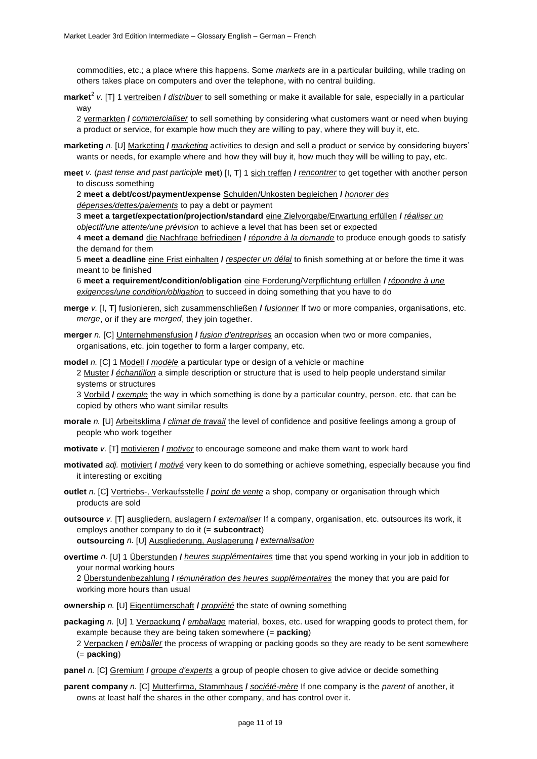commodities, etc.; a place where this happens. Some *markets* are in a particular building, while trading on others takes place on computers and over the telephone, with no central building.

**market**[2] *v.* [T] 1 vertreiben **/** *distribuer* to sell something or make it available for sale, especially in a particular way

2 vermarkten **/** *commercialiser* to sell something by considering what customers want or need when buying a product or service, for example how much they are willing to pay, where they will buy it, etc.

**marketing** *n.* [U] Marketing **/** *marketing* activities to design and sell a product or service by considering buyers' wants or needs, for example where and how they will buy it, how much they will be willing to pay, etc.

**meet** *v.* (*past tense and past participle* **met**) [I, T] 1 sich treffen **/** *rencontrer* to get together with another person to discuss something

2 **meet a debt/cost/payment/expense** Schulden/Unkosten begleichen **/** *honorer des dépenses/dettes/paiements* to pay a debt or payment

3 **meet a target/expectation/projection/standard** eine Zielvorgabe/Erwartung erfüllen **/** *réaliser un objectif/une attente/une prévision* to achieve a level that has been set or expected

4 **meet a demand** die Nachfrage befriedigen **/** *répondre à la demande* to produce enough goods to satisfy the demand for them

5 **meet a deadline** eine Frist einhalten **/** *respecter un délai* to finish something at or before the time it was meant to be finished

6 **meet a requirement/condition/obligation** eine Forderung/Verpflichtung erfüllen **/** *répondre à une exigences/une condition/obligation* to succeed in doing something that you have to do

**merge** *v.* [I, T] fusionieren, sich zusammenschließen **/** *fusionner* If two or more companies, organisations, etc. *merge*, or if they are *merged*, they join together.

**merger** *n.* [C] Unternehmensfusion **/** *fusion d'entreprises* an occasion when two or more companies, organisations, etc. join together to form a larger company, etc.

**model** *n.* [C] 1 Modell **/** *modèle* a particular type or design of a vehicle or machine

2 Muster **/** *échantillon* a simple description or structure that is used to help people understand similar systems or structures

3 Vorbild **/** *exemple* the way in which something is done by a particular country, person, etc. that can be copied by others who want similar results

**morale** *n.* [U] Arbeitsklima **/** *climat de travail* the level of confidence and positive feelings among a group of people who work together

**motivate** *v.* [T] motivieren **/** *motiver* to encourage someone and make them want to work hard

**motivated** *adj.* motiviert **/** *motivé* very keen to do something or achieve something, especially because you find it interesting or exciting

**outlet** *n.* [C] Vertriebs-, Verkaufsstelle **/** *point de vente* a shop, company or organisation through which products are sold

**outsource** *v.* [T] ausgliedern, auslagern **/** *externaliser* If a company, organisation, etc. outsources its work, it employs another company to do it (= **subcontract**)

**outsourcing** *n.* [U] Ausgliederung, Auslagerung **/** *externalisation*

**overtime** *n.* [U] 1 Überstunden **/** *heures supplémentaires* time that you spend working in your job in addition to your normal working hours

2 Überstundenbezahlung **/** *rémunération des heures supplémentaires* the money that you are paid for working more hours than usual

**ownership** *n.* [U] Eigentümerschaft **/** *propriété* the state of owning something

**packaging** *n.* [U] 1 Verpackung **/** *emballage* material, boxes, etc. used for wrapping goods to protect them, for example because they are being taken somewhere (= **packing**)

2 Verpacken **/** *emballer* the process of wrapping or packing goods so they are ready to be sent somewhere (= **packing**)

**panel** *n.* [C] Gremium **/** *groupe d'experts* a group of people chosen to give advice or decide something

**parent company** *n.* [C] Mutterfirma, Stammhaus **/** *société-mère* If one company is the *parent* of another, it owns at least half the shares in the other company, and has control over it.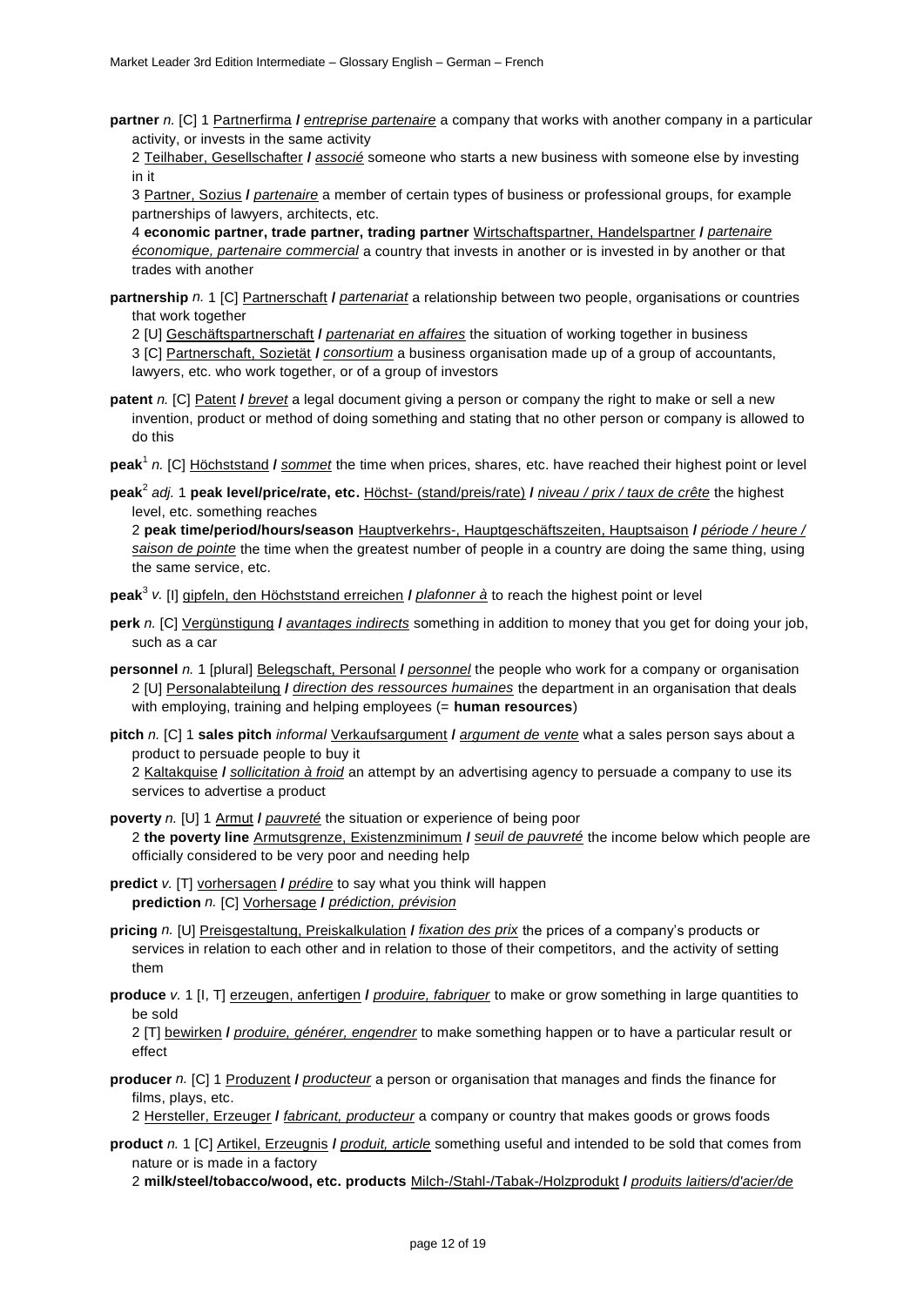**partner** *n.* [C] 1 Partnerfirma **/** *entreprise partenaire* a company that works with another company in a particular activity, or invests in the same activity

2 Teilhaber, Gesellschafter **/** *associé* someone who starts a new business with someone else by investing in it

3 Partner, Sozius **/** *partenaire* a member of certain types of business or professional groups, for example partnerships of lawyers, architects, etc.

4 **economic partner, trade partner, trading partner** Wirtschaftspartner, Handelspartner **/** *partenaire économique, partenaire commercial* a country that invests in another or is invested in by another or that trades with another

**partnership** *n.* 1 [C] Partnerschaft **/** *partenariat* a relationship between two people, organisations or countries that work together

2 [U] Geschäftspartnerschaft **/** *partenariat en affaires* the situation of working together in business

3 [C] Partnerschaft, Sozietät **/** *consortium* a business organisation made up of a group of accountants, lawyers, etc. who work together, or of a group of investors

**patent** *n.* [C] Patent **/** *brevet* a legal document giving a person or company the right to make or sell a new invention, product or method of doing something and stating that no other person or company is allowed to do this

**peak**[1] *n.* [C] Höchststand **/** *sommet* the time when prices, shares, etc. have reached their highest point or level

**peak**[2] *adj.* 1 **peak level/price/rate, etc.** Höchst- (stand/preis/rate) **/** *niveau / prix / taux de crête* the highest level, etc. something reaches

2 **peak time/period/hours/season** Hauptverkehrs-, Hauptgeschäftszeiten, Hauptsaison **/** *période / heure / saison de pointe* the time when the greatest number of people in a country are doing the same thing, using the same service, etc.

**peak**[3] *v.* [I] gipfeln, den Höchststand erreichen **/** *plafonner à* to reach the highest point or level

**perk** *n.* [C] Vergünstigung **/** *avantages indirects* something in addition to money that you get for doing your job, such as a car

**personnel** *n.* 1 [plural] Belegschaft, Personal **/** *personnel* the people who work for a company or organisation

2 [U] Personalabteilung **/** *direction des ressources humaines* the department in an organisation that deals with employing, training and helping employees (= **human resources**)

**pitch** *n.* [C] 1 **sales pitch** *informal* Verkaufsargument **/** *argument de vente* what a sales person says about a product to persuade people to buy it

2 Kaltakquise **/** *sollicitation à froid* an attempt by an advertising agency to persuade a company to use its services to advertise a product

**poverty** *n.* [U] 1 Armut **/** *pauvreté* the situation or experience of being poor

2 **the poverty line** Armutsgrenze, Existenzminimum **/** *seuil de pauvreté* the income below which people are officially considered to be very poor and needing help

**predict** *v.* [T] vorhersagen **/** *prédire* to say what you think will happen

**prediction** *n.* [C] Vorhersage **/** *prédiction, prévision*

**pricing** *n.* [U] Preisgestaltung, Preiskalkulation **/** *fixation des prix* the prices of a company's products or services in relation to each other and in relation to those of their competitors, and the activity of setting them

**produce** *v.* 1 [I, T] erzeugen, anfertigen **/** *produire, fabriquer* to make or grow something in large quantities to be sold

2 [T] bewirken **/** *produire, générer, engendrer* to make something happen or to have a particular result or effect

**producer** *n.* [C] 1 Produzent **/** *producteur* a person or organisation that manages and finds the finance for films, plays, etc.

2 Hersteller, Erzeuger **/** *fabricant, producteur* a company or country that makes goods or grows foods

**product** *n.* 1 [C] Artikel, Erzeugnis **/** *produit, article* something useful and intended to be sold that comes from nature or is made in a factory

2 **milk/steel/tobacco/wood, etc. products** Milch-/Stahl-/Tabak-/Holzprodukt **/** *produits laitiers/d'acier/de*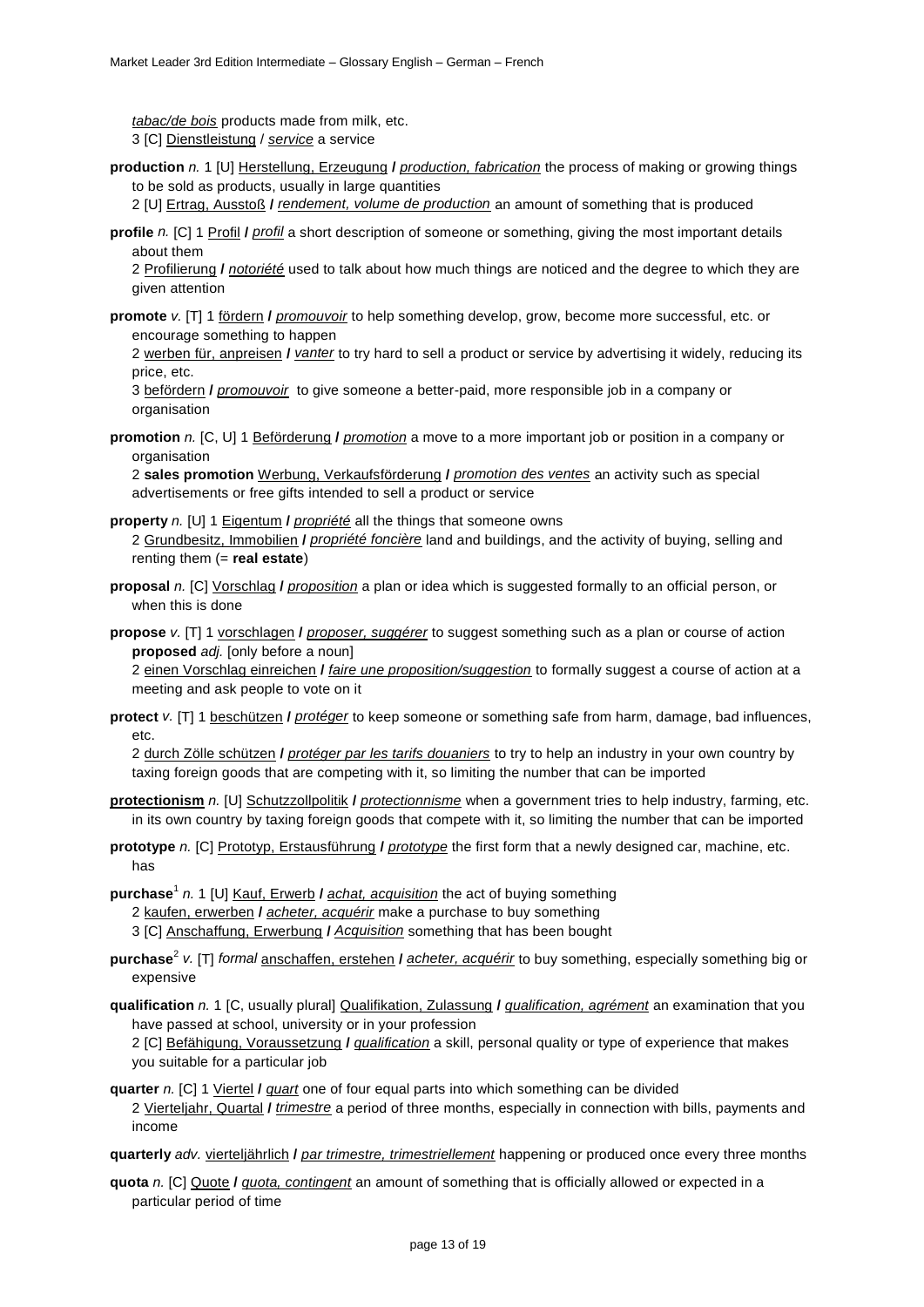*tabac/de bois* products made from milk, etc.
3 [C] Dienstleistung / *service* a service

**production** *n.* 1 [U] Herstellung, Erzeugung **/** *production, fabrication* the process of making or growing things to be sold as products, usually in large quantities
2 [U] Ertrag, Ausstoß **/** *rendement, volume de production* an amount of something that is produced

**profile** *n.* [C] 1 Profil **/** *profil* a short description of someone or something, giving the most important details about them
2 Profilierung **/** *notoriété* used to talk about how much things are noticed and the degree to which they are given attention

**promote** *v.* [T] 1 fördern **/** *promouvoir* to help something develop, grow, become more successful, etc. or encourage something to happen
2 werben für, anpreisen **/** *vanter* to try hard to sell a product or service by advertising it widely, reducing its price, etc.
3 befördern **/** *promouvoir* to give someone a better-paid, more responsible job in a company or organisation

**promotion** *n.* [C, U] 1 Beförderung **/** *promotion* a move to a more important job or position in a company or organisation
2 **sales promotion** Werbung, Verkaufsförderung **/** *promotion des ventes* an activity such as special advertisements or free gifts intended to sell a product or service

**property** *n.* [U] 1 Eigentum **/** *propriété* all the things that someone owns
2 Grundbesitz, Immobilien **/** *propriété foncière* land and buildings, and the activity of buying, selling and renting them (= **real estate**)

**proposal** *n.* [C] Vorschlag **/** *proposition* a plan or idea which is suggested formally to an official person, or when this is done

**propose** *v.* [T] 1 vorschlagen **/** *proposer, suggérer* to suggest something such as a plan or course of action
**proposed** *adj.* [only before a noun]
2 einen Vorschlag einreichen **/** *faire une proposition/suggestion* to formally suggest a course of action at a meeting and ask people to vote on it

**protect** *v.* [T] 1 beschützen **/** *protéger* to keep someone or something safe from harm, damage, bad influences, etc.
2 durch Zölle schützen **/** *protéger par les tarifs douaniers* to try to help an industry in your own country by taxing foreign goods that are competing with it, so limiting the number that can be imported

**protectionism** *n.* [U] Schutzzollpolitik **/** *protectionnisme* when a government tries to help industry, farming, etc. in its own country by taxing foreign goods that compete with it, so limiting the number that can be imported

**prototype** *n.* [C] Prototyp, Erstausführung **/** *prototype* the first form that a newly designed car, machine, etc. has

**purchase**[1] *n.* 1 [U] Kauf, Erwerb **/** *achat, acquisition* the act of buying something
2 kaufen, erwerben **/** *acheter, acquérir* make a purchase to buy something
3 [C] Anschaffung, Erwerbung **/** *Acquisition* something that has been bought

**purchase**[2] *v.* [T] *formal* anschaffen, erstehen **/** *acheter, acquérir* to buy something, especially something big or expensive

**qualification** *n.* 1 [C, usually plural] Qualifikation, Zulassung **/** *qualification, agrément* an examination that you have passed at school, university or in your profession
2 [C] Befähigung, Voraussetzung **/** *qualification* a skill, personal quality or type of experience that makes you suitable for a particular job

**quarter** *n.* [C] 1 Viertel **/** *quart* one of four equal parts into which something can be divided
2 Vierteljahr, Quartal **/** *trimestre* a period of three months, especially in connection with bills, payments and income

**quarterly** *adv.* vierteljährlich **/** *par trimestre, trimestriellement* happening or produced once every three months

**quota** *n.* [C] Quote **/** *quota, contingent* an amount of something that is officially allowed or expected in a particular period of time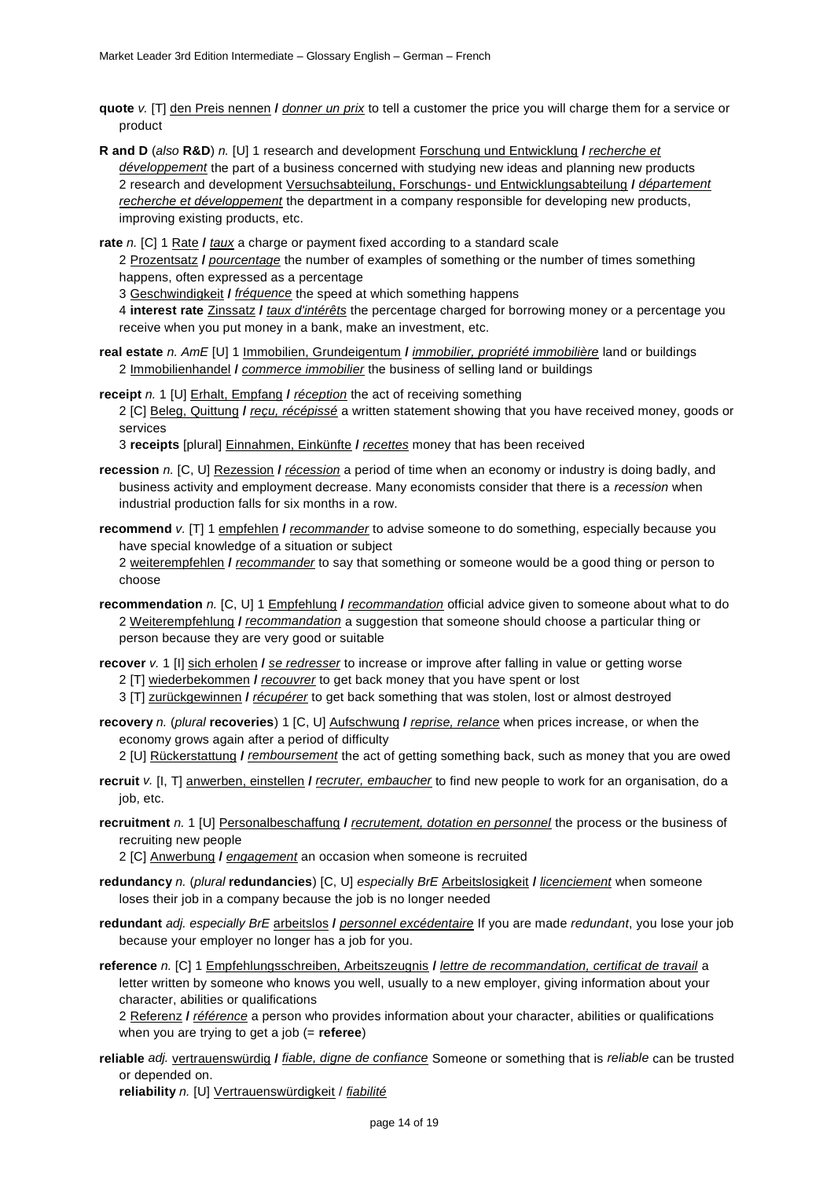**quote** *v.* [T] den Preis nennen **/** *donner un prix* to tell a customer the price you will charge them for a service or product

**R and D** (*also* **R&D**) *n.* [U] 1 research and development Forschung und Entwicklung **/** *recherche et développement* the part of a business concerned with studying new ideas and planning new products
2 research and development Versuchsabteilung, Forschungs- und Entwicklungsabteilung **/** *département recherche et développement* the department in a company responsible for developing new products, improving existing products, etc.

**rate** *n.* [C] 1 Rate **/** *taux* a charge or payment fixed according to a standard scale
2 Prozentsatz **/** *pourcentage* the number of examples of something or the number of times something happens, often expressed as a percentage
3 Geschwindigkeit **/** *fréquence* the speed at which something happens
4 **interest rate** Zinssatz **/** *taux d'intérêts* the percentage charged for borrowing money or a percentage you receive when you put money in a bank, make an investment, etc.

**real estate** *n. AmE* [U] 1 Immobilien, Grundeigentum **/** *immobilier, propriété immobilière* land or buildings
2 Immobilienhandel **/** *commerce immobilier* the business of selling land or buildings

**receipt** *n.* 1 [U] Erhalt, Empfang **/** *réception* the act of receiving something
2 [C] Beleg, Quittung **/** *reçu, récépissé* a written statement showing that you have received money, goods or services
3 **receipts** [plural] Einnahmen, Einkünfte **/** *recettes* money that has been received

**recession** *n.* [C, U] Rezession **/** *récession* a period of time when an economy or industry is doing badly, and business activity and employment decrease. Many economists consider that there is a *recession* when industrial production falls for six months in a row.

**recommend** *v.* [T] 1 empfehlen **/** *recommander* to advise someone to do something, especially because you have special knowledge of a situation or subject
2 weiterempfehlen **/** *recommander* to say that something or someone would be a good thing or person to choose

**recommendation** *n.* [C, U] 1 Empfehlung **/** *recommandation* official advice given to someone about what to do
2 Weiterempfehlung **/** *recommandation* a suggestion that someone should choose a particular thing or person because they are very good or suitable

**recover** *v.* 1 [I] sich erholen **/** *se redresser* to increase or improve after falling in value or getting worse
2 [T] wiederbekommen **/** *recouvrer* to get back money that you have spent or lost
3 [T] zurückgewinnen **/** *récupérer* to get back something that was stolen, lost or almost destroyed

**recovery** *n.* (*plural* **recoveries**) 1 [C, U] Aufschwung **/** *reprise, relance* when prices increase, or when the economy grows again after a period of difficulty
2 [U] Rückerstattung **/** *remboursement* the act of getting something back, such as money that you are owed

**recruit** *v.* [I, T] anwerben, einstellen **/** *recruter, embaucher* to find new people to work for an organisation, do a job, etc.

**recruitment** *n.* 1 [U] Personalbeschaffung **/** *recrutement, dotation en personnel* the process or the business of recruiting new people
2 [C] Anwerbung **/** *engagement* an occasion when someone is recruited

**redundancy** *n.* (*plural* **redundancies**) [C, U] *especially BrE* Arbeitslosigkeit **/** *licenciement* when someone loses their job in a company because the job is no longer needed

**redundant** *adj. especially BrE* arbeitslos **/** *personnel excédentaire* If you are made *redundant*, you lose your job because your employer no longer has a job for you.

**reference** *n.* [C] 1 Empfehlungsschreiben, Arbeitszeugnis **/** *lettre de recommandation, certificat de travail* a letter written by someone who knows you well, usually to a new employer, giving information about your character, abilities or qualifications
2 Referenz **/** *référence* a person who provides information about your character, abilities or qualifications when you are trying to get a job (= **referee**)

**reliable** *adj.* vertrauenswürdig **/** *fiable, digne de confiance* Someone or something that is *reliable* can be trusted or depended on.
**reliability** *n.* [U] Vertrauenswürdigkeit / *fiabilité*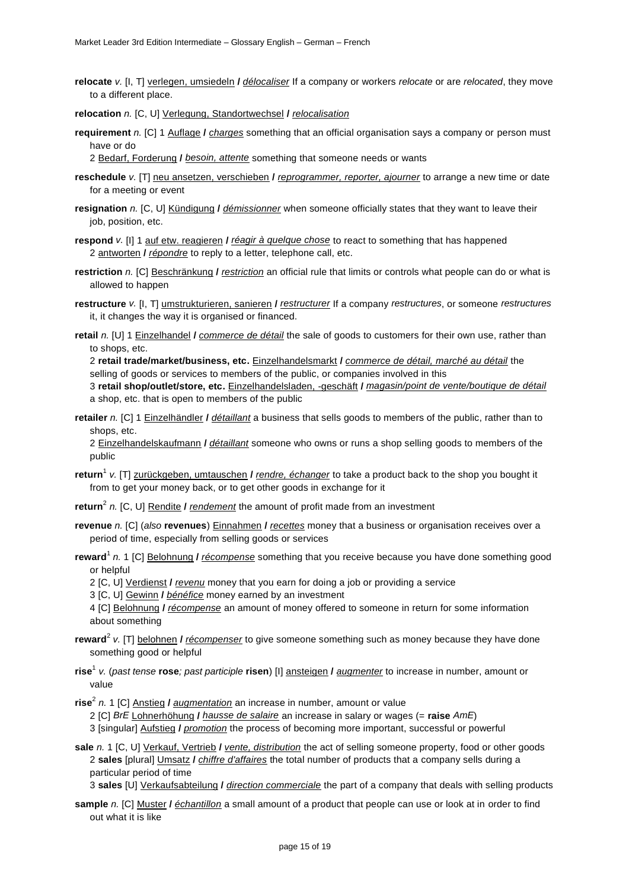**relocate** *v.* [I, T] verlegen, umsiedeln **/** *délocaliser* If a company or workers *relocate* or are *relocated*, they move to a different place.

**relocation** *n.* [C, U] Verlegung, Standortwechsel **/** *relocalisation*

**requirement** *n.* [C] 1 Auflage **/** *charges* something that an official organisation says a company or person must have or do
2 Bedarf, Forderung **/** *besoin, attente* something that someone needs or wants

**reschedule** *v.* [T] neu ansetzen, verschieben **/** *reprogrammer, reporter, ajourner* to arrange a new time or date for a meeting or event

**resignation** *n.* [C, U] Kündigung **/** *démissionner* when someone officially states that they want to leave their job, position, etc.

**respond** *v.* [I] 1 auf etw. reagieren **/** *réagir à quelque chose* to react to something that has happened
2 antworten **/** *répondre* to reply to a letter, telephone call, etc.

**restriction** *n.* [C] Beschränkung **/** *restriction* an official rule that limits or controls what people can do or what is allowed to happen

**restructure** *v.* [I, T] umstrukturieren, sanieren **/** *restructurer* If a company *restructures*, or someone *restructures* it, it changes the way it is organised or financed.

**retail** *n.* [U] 1 Einzelhandel **/** *commerce de détail* the sale of goods to customers for their own use, rather than to shops, etc.
2 **retail trade/market/business, etc.** Einzelhandelsmarkt **/** *commerce de détail, marché au détail* the selling of goods or services to members of the public, or companies involved in this
3 **retail shop/outlet/store, etc.** Einzelhandelsladen, -geschäft **/** *magasin/point de vente/boutique de détail* a shop, etc. that is open to members of the public

**retailer** *n.* [C] 1 Einzelhändler **/** *détaillant* a business that sells goods to members of the public, rather than to shops, etc.
2 Einzelhandelskaufmann **/** *détaillant* someone who owns or runs a shop selling goods to members of the public

**return**[1] *v.* [T] zurückgeben, umtauschen **/** *rendre, échanger* to take a product back to the shop you bought it from to get your money back, or to get other goods in exchange for it

**return**[2] *n.* [C, U] Rendite **/** *rendement* the amount of profit made from an investment

**revenue** *n.* [C] (*also* **revenues**) Einnahmen **/** *recettes* money that a business or organisation receives over a period of time, especially from selling goods or services

**reward**[1] *n.* 1 [C] Belohnung **/** *récompense* something that you receive because you have done something good or helpful
2 [C, U] Verdienst **/** *revenu* money that you earn for doing a job or providing a service
3 [C, U] Gewinn **/** *bénéfice* money earned by an investment
4 [C] Belohnung **/** *récompense* an amount of money offered to someone in return for some information about something

**reward**[2] *v.* [T] belohnen **/** *récompenser* to give someone something such as money because they have done something good or helpful

**rise**[1] *v.* (*past tense* **rose***; past participle* **risen**) [I] ansteigen **/** *augmenter* to increase in number, amount or value

**rise**[2] *n.* 1 [C] Anstieg **/** *augmentation* an increase in number, amount or value
2 [C] *BrE* Lohnerhöhung **/** *hausse de salaire* an increase in salary or wages (= **raise** *AmE*)
3 [singular] Aufstieg **/** *promotion* the process of becoming more important, successful or powerful

**sale** *n.* 1 [C, U] Verkauf, Vertrieb **/** *vente, distribution* the act of selling someone property, food or other goods
2 **sales** [plural] Umsatz **/** *chiffre d'affaires* the total number of products that a company sells during a particular period of time
3 **sales** [U] Verkaufsabteilung **/** *direction commerciale* the part of a company that deals with selling products

**sample** *n.* [C] Muster **/** *échantillon* a small amount of a product that people can use or look at in order to find out what it is like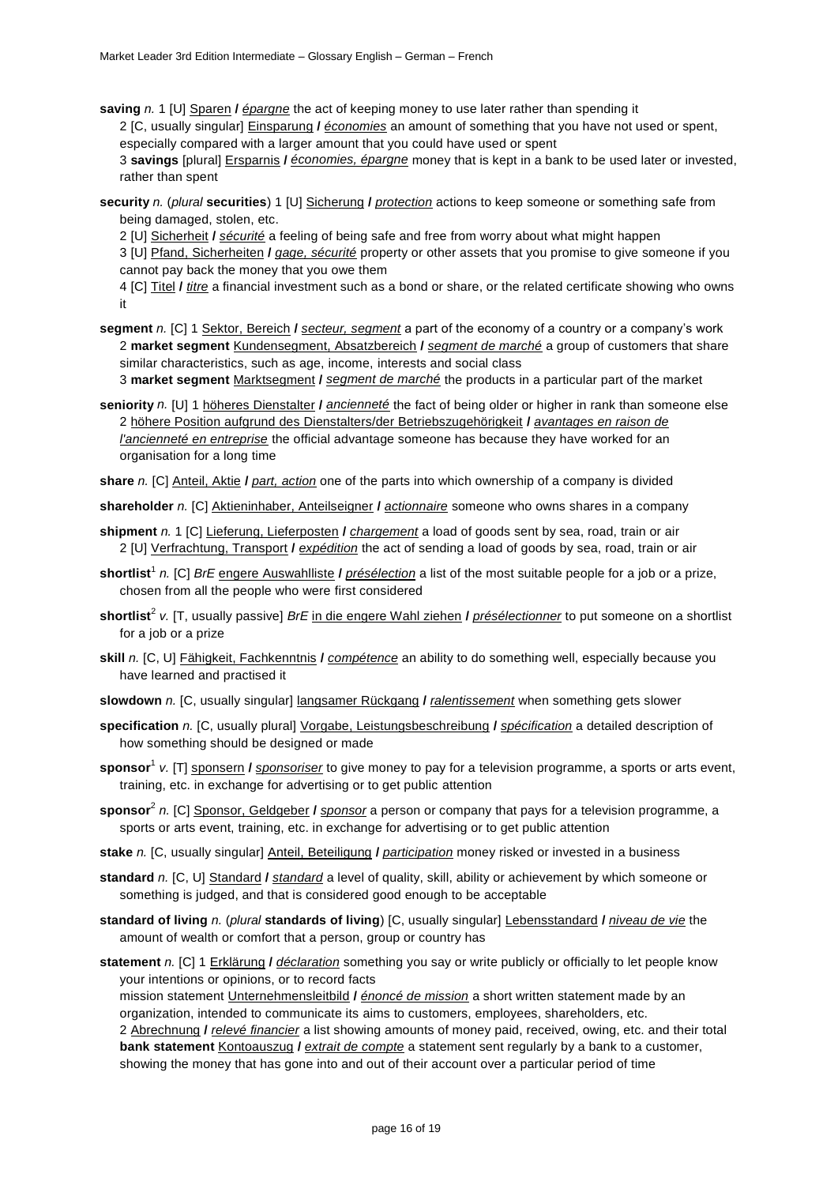**saving** *n.* 1 [U] Sparen **/** *épargne* the act of keeping money to use later rather than spending it
2 [C, usually singular] Einsparung **/** *économies* an amount of something that you have not used or spent, especially compared with a larger amount that you could have used or spent
3 **savings** [plural] Ersparnis **/** *économies, épargne* money that is kept in a bank to be used later or invested, rather than spent

**security** *n.* (*plural* **securities**) 1 [U] Sicherung **/** *protection* actions to keep someone or something safe from being damaged, stolen, etc.
2 [U] Sicherheit **/** *sécurité* a feeling of being safe and free from worry about what might happen
3 [U] Pfand, Sicherheiten **/** *gage, sécurité* property or other assets that you promise to give someone if you cannot pay back the money that you owe them
4 [C] Titel **/** *titre* a financial investment such as a bond or share, or the related certificate showing who owns it

**segment** *n.* [C] 1 Sektor, Bereich **/** *secteur, segment* a part of the economy of a country or a company's work
2 **market segment** Kundensegment, Absatzbereich **/** *segment de marché* a group of customers that share similar characteristics, such as age, income, interests and social class
3 **market segment** Marktsegment **/** *segment de marché* the products in a particular part of the market

**seniority** *n.* [U] 1 höheres Dienstalter **/** *ancienneté* the fact of being older or higher in rank than someone else
2 höhere Position aufgrund des Dienstalters/der Betriebszugehörigkeit **/** *avantages en raison de l'ancienneté en entreprise* the official advantage someone has because they have worked for an organisation for a long time

**share** *n.* [C] Anteil, Aktie **/** *part, action* one of the parts into which ownership of a company is divided

**shareholder** *n.* [C] Aktieninhaber, Anteilseigner **/** *actionnaire* someone who owns shares in a company

**shipment** *n.* 1 [C] Lieferung, Lieferposten **/** *chargement* a load of goods sent by sea, road, train or air
2 [U] Verfrachtung, Transport **/** *expédition* the act of sending a load of goods by sea, road, train or air

**shortlist**[1] *n.* [C] *BrE* engere Auswahlliste **/** *présélection* a list of the most suitable people for a job or a prize, chosen from all the people who were first considered

**shortlist**[2] *v.* [T, usually passive] *BrE* in die engere Wahl ziehen **/** *présélectionner* to put someone on a shortlist for a job or a prize

**skill** *n.* [C, U] Fähigkeit, Fachkenntnis **/** *compétence* an ability to do something well, especially because you have learned and practised it

**slowdown** *n.* [C, usually singular] langsamer Rückgang **/** *ralentissement* when something gets slower

**specification** *n.* [C, usually plural] Vorgabe, Leistungsbeschreibung **/** *spécification* a detailed description of how something should be designed or made

**sponsor**[1] *v.* [T] sponsern **/** *sponsoriser* to give money to pay for a television programme, a sports or arts event, training, etc. in exchange for advertising or to get public attention

**sponsor**[2] *n.* [C] Sponsor, Geldgeber **/** *sponsor* a person or company that pays for a television programme, a sports or arts event, training, etc. in exchange for advertising or to get public attention

**stake** *n.* [C, usually singular] Anteil, Beteiligung **/** *participation* money risked or invested in a business

**standard** *n.* [C, U] Standard **/** *standard* a level of quality, skill, ability or achievement by which someone or something is judged, and that is considered good enough to be acceptable

**standard of living** *n.* (*plural* **standards of living**) [C, usually singular] Lebensstandard **/** *niveau de vie* the amount of wealth or comfort that a person, group or country has

**statement** *n.* [C] 1 Erklärung **/** *déclaration* something you say or write publicly or officially to let people know your intentions or opinions, or to record facts
mission statement Unternehmensleitbild **/** *énoncé de mission* a short written statement made by an organization, intended to communicate its aims to customers, employees, shareholders, etc.
2 Abrechnung **/** *relevé financier* a list showing amounts of money paid, received, owing, etc. and their total
**bank statement** Kontoauszug **/** *extrait de compte* a statement sent regularly by a bank to a customer, showing the money that has gone into and out of their account over a particular period of time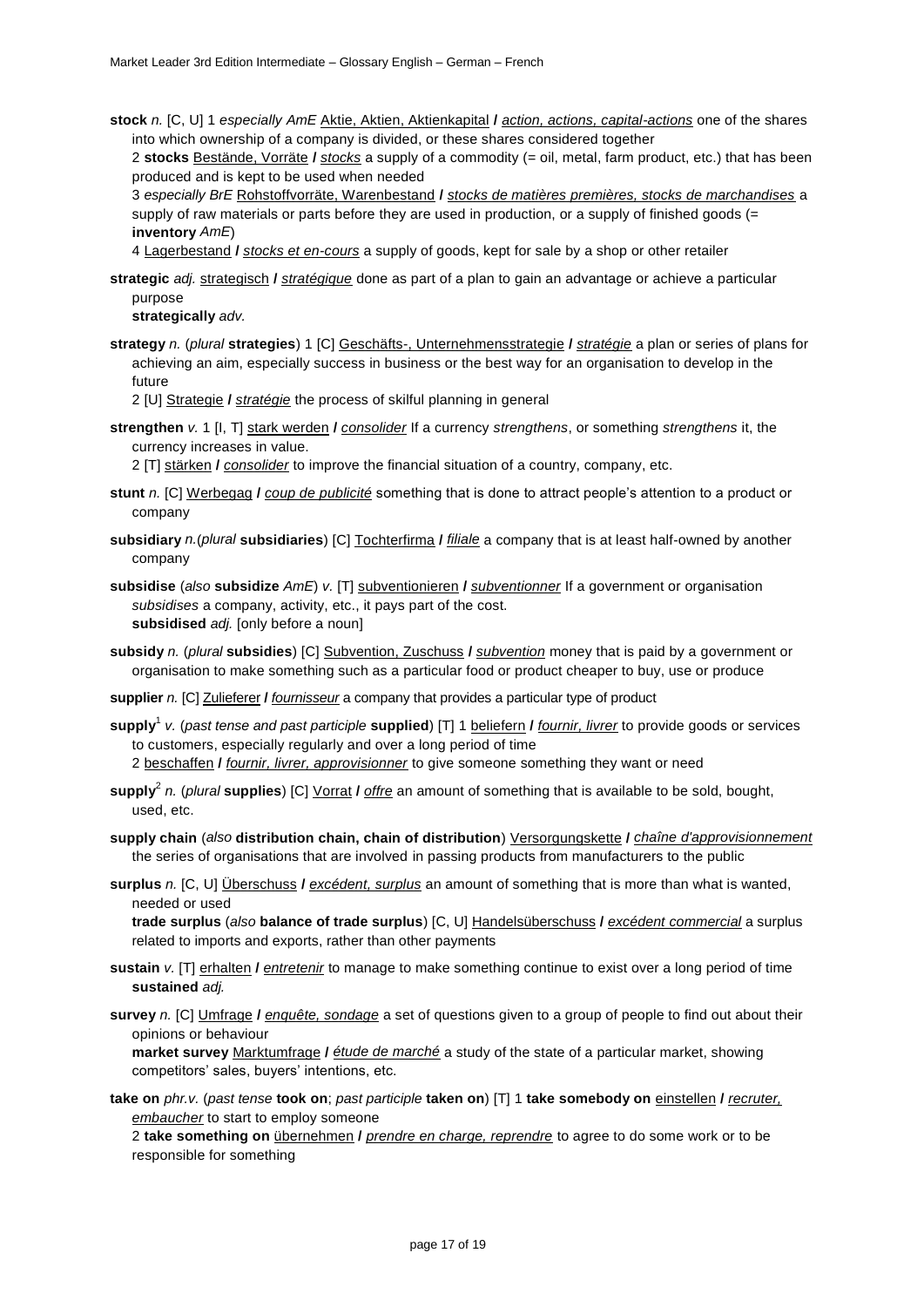**stock** *n.* [C, U] 1 *especially AmE* Aktie, Aktien, Aktienkapital **/** *action, actions, capital-actions* one of the shares into which ownership of a company is divided, or these shares considered together

2 **stocks** Bestände, Vorräte **/** *stocks* a supply of a commodity (= oil, metal, farm product, etc.) that has been produced and is kept to be used when needed

3 *especially BrE* Rohstoffvorräte, Warenbestand **/** *stocks de matières premières, stocks de marchandises* a supply of raw materials or parts before they are used in production, or a supply of finished goods (= **inventory** *AmE*)

4 Lagerbestand **/** *stocks et en-cours* a supply of goods, kept for sale by a shop or other retailer

**strategic** *adj.* strategisch **/** *stratégique* done as part of a plan to gain an advantage or achieve a particular purpose

**strategically** *adv.*

**strategy** *n.* (*plural* **strategies**) 1 [C] Geschäfts-, Unternehmensstrategie **/** *stratégie* a plan or series of plans for achieving an aim, especially success in business or the best way for an organisation to develop in the future

2 [U] Strategie **/** *stratégie* the process of skilful planning in general

**strengthen** *v.* 1 [I, T] stark werden **/** *consolider* If a currency *strengthens*, or something *strengthens* it, the currency increases in value.

2 [T] stärken **/** *consolider* to improve the financial situation of a country, company, etc.

**stunt** *n.* [C] Werbegag **/** *coup de publicité* something that is done to attract people's attention to a product or company

**subsidiary** *n.*(*plural* **subsidiaries**) [C] Tochterfirma **/** *filiale* a company that is at least half-owned by another company

**subsidise** (*also* **subsidize** *AmE*) *v.* [T] subventionieren **/** *subventionner* If a government or organisation *subsidises* a company, activity, etc., it pays part of the cost.

**subsidised** *adj.* [only before a noun]

**subsidy** *n.* (*plural* **subsidies**) [C] Subvention, Zuschuss **/** *subvention* money that is paid by a government or organisation to make something such as a particular food or product cheaper to buy, use or produce

**supplier** *n.* [C] Zulieferer **/** *fournisseur* a company that provides a particular type of product

**supply**[1] *v.* (*past tense and past participle* **supplied**) [T] 1 beliefern **/** *fournir, livrer* to provide goods or services to customers, especially regularly and over a long period of time

2 beschaffen **/** *fournir, livrer, approvisionner* to give someone something they want or need

**supply**[2] *n.* (*plural* **supplies**) [C] Vorrat **/** *offre* an amount of something that is available to be sold, bought, used, etc.

**supply chain** (*also* **distribution chain, chain of distribution**) Versorgungskette **/** *chaîne d'approvisionnement* the series of organisations that are involved in passing products from manufacturers to the public

**surplus** *n.* [C, U] Überschuss **/** *excédent, surplus* an amount of something that is more than what is wanted, needed or used

**trade surplus** (*also* **balance of trade surplus**) [C, U] Handelsüberschuss **/** *excédent commercial* a surplus related to imports and exports, rather than other payments

**sustain** *v.* [T] erhalten **/** *entretenir* to manage to make something continue to exist over a long period of time

**sustained** *adj.*

**survey** *n.* [C] Umfrage **/** *enquête, sondage* a set of questions given to a group of people to find out about their opinions or behaviour

**market survey** Marktumfrage **/** *étude de marché* a study of the state of a particular market, showing competitors' sales, buyers' intentions, etc.

**take on** *phr.v.* (*past tense* **took on**; *past participle* **taken on**) [T] 1 **take somebody on** einstellen **/** *recruter, embaucher* to start to employ someone

2 **take something on** übernehmen **/** *prendre en charge, reprendre* to agree to do some work or to be responsible for something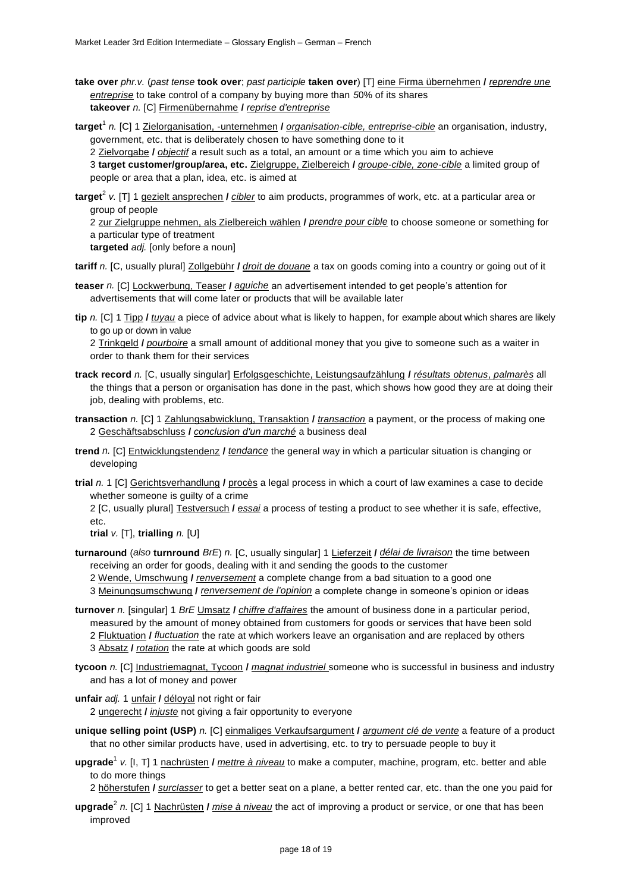**take over** *phr.v.* (*past tense* **took over**; *past participle* **taken over**) [T] eine Firma übernehmen **/** *reprendre une entreprise* to take control of a company by buying more than 50% of its shares
**takeover** *n.* [C] Firmenübernahme **/** *reprise d'entreprise*

**target**[1] *n.* [C] 1 Zielorganisation, -unternehmen **/** *organisation-cible, entreprise-cible* an organisation, industry, government, etc. that is deliberately chosen to have something done to it
2 Zielvorgabe **/** *objectif* a result such as a total, an amount or a time which you aim to achieve
3 **target customer/group/area, etc.** Zielgruppe, Zielbereich **/** *groupe-cible, zone-cible* a limited group of people or area that a plan, idea, etc. is aimed at

**target**[2] *v.* [T] 1 gezielt ansprechen **/** *cibler* to aim products, programmes of work, etc. at a particular area or group of people
2 zur Zielgruppe nehmen, als Zielbereich wählen **/** *prendre pour cible* to choose someone or something for a particular type of treatment
**targeted** *adj.* [only before a noun]

**tariff** *n.* [C, usually plural] Zollgebühr **/** *droit de douane* a tax on goods coming into a country or going out of it

**teaser** *n.* [C] Lockwerbung, Teaser **/** *aguiche* an advertisement intended to get people's attention for advertisements that will come later or products that will be available later

**tip** *n.* [C] 1 Tipp **/** *tuyau* a piece of advice about what is likely to happen, for example about which shares are likely to go up or down in value
2 Trinkgeld **/** *pourboire* a small amount of additional money that you give to someone such as a waiter in order to thank them for their services

**track record** *n.* [C, usually singular] Erfolgsgeschichte, Leistungsaufzählung **/** *résultats obtenus*, *palmarès* all the things that a person or organisation has done in the past, which shows how good they are at doing their job, dealing with problems, etc.

**transaction** *n.* [C] 1 Zahlungsabwicklung, Transaktion **/** *transaction* a payment, or the process of making one
2 Geschäftsabschluss **/** *conclusion d'un marché* a business deal

**trend** *n.* [C] Entwicklungstendenz **/** *tendance* the general way in which a particular situation is changing or developing

**trial** *n.* 1 [C] Gerichtsverhandlung **/** procès a legal process in which a court of law examines a case to decide whether someone is guilty of a crime
2 [C, usually plural] Testversuch **/** *essai* a process of testing a product to see whether it is safe, effective, etc.
**trial** *v.* [T], **trialling** *n.* [U]

**turnaround** (*also* **turnround** *BrE*) *n.* [C, usually singular] 1 Lieferzeit **/** *délai de livraison* the time between receiving an order for goods, dealing with it and sending the goods to the customer
2 Wende, Umschwung **/** *renversement* a complete change from a bad situation to a good one
3 Meinungsumschwung **/** *renversement de l'opinion* a complete change in someone's opinion or ideas

**turnover** *n.* [singular] 1 *BrE* Umsatz **/** *chiffre d'affaires* the amount of business done in a particular period, measured by the amount of money obtained from customers for goods or services that have been sold
2 Fluktuation **/** *fluctuation* the rate at which workers leave an organisation and are replaced by others
3 Absatz **/** *rotation* the rate at which goods are sold

**tycoon** *n.* [C] Industriemagnat, Tycoon **/** *magnat industriel* someone who is successful in business and industry and has a lot of money and power

**unfair** *adj.* 1 unfair **/** déloyal not right or fair
2 ungerecht **/** *injuste* not giving a fair opportunity to everyone

**unique selling point (USP)** *n.* [C] einmaliges Verkaufsargument **/** *argument clé de vente* a feature of a product that no other similar products have, used in advertising, etc. to try to persuade people to buy it

**upgrade**[1] *v.* [I, T] 1 nachrüsten **/** *mettre à niveau* to make a computer, machine, program, etc. better and able to do more things
2 höherstufen **/** *surclasser* to get a better seat on a plane, a better rented car, etc. than the one you paid for

**upgrade**[2] *n.* [C] 1 Nachrüsten **/** *mise à niveau* the act of improving a product or service, or one that has been improved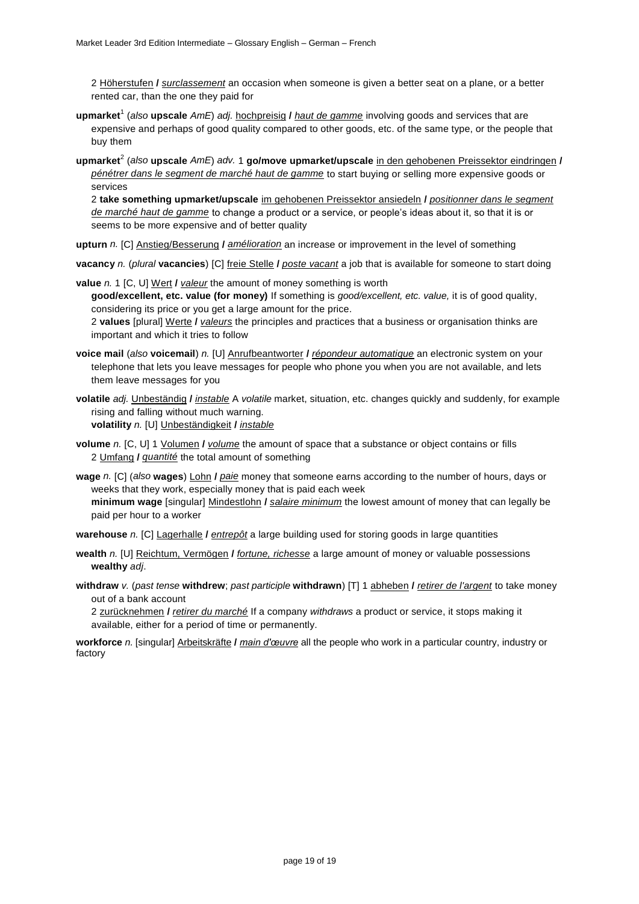2 <u>Höherstufen</u> **/** *<u>surclassement</u>* an occasion when someone is given a better seat on a plane, or a better rented car, than the one they paid for

**upmarket**[1] (*also* **upscale** *AmE*) *adj.* <u>hochpreisig</u> **/** *<u>haut de gamme</u>* involving goods and services that are expensive and perhaps of good quality compared to other goods, etc. of the same type, or the people that buy them

**upmarket**[2] (*also* **upscale** *AmE*) *adv.* 1 **go/move upmarket/upscale** <u>in den gehobenen Preissektor eindringen</u> **/** *<u>pénétrer dans le segment de marché haut de gamme</u>* to start buying or selling more expensive goods or services

2 **take something upmarket/upscale** <u>im gehobenen Preissektor ansiedeln</u> **/** *<u>positionner dans le segment de marché haut de gamme</u>* to change a product or a service, or people's ideas about it, so that it is or seems to be more expensive and of better quality

**upturn** *n.* [C] <u>Anstieg/Besserung</u> **/** *<u>amélioration</u>* an increase or improvement in the level of something

**vacancy** *n.* (*plural* **vacancies**) [C] <u>freie Stelle</u> **/** *<u>poste vacant</u>* a job that is available for someone to start doing

**value** *n.* 1 [C, U] <u>Wert</u> **/** *<u>valeur</u>* the amount of money something is worth

**good/excellent, etc. value (for money)** If something is *good/excellent, etc. value,* it is of good quality, considering its price or you get a large amount for the price.

2 **values** [plural] <u>Werte</u> **/** *<u>valeurs</u>* the principles and practices that a business or organisation thinks are important and which it tries to follow

**voice mail** (*also* **voicemail**) *n.* [U] <u>Anrufbeantworter</u> **/** *<u>répondeur automatique</u>* an electronic system on your telephone that lets you leave messages for people who phone you when you are not available, and lets them leave messages for you

**volatile** *adj.* <u>Unbeständig</u> **/** *<u>instable</u>* A *volatile* market, situation, etc. changes quickly and suddenly, for example rising and falling without much warning.

**volatility** *n.* [U] <u>Unbeständigkeit</u> **/** *<u>instable</u>*

**volume** *n.* [C, U] 1 <u>Volumen</u> **/** *<u>volume</u>* the amount of space that a substance or object contains or fills

2 <u>Umfang</u> **/** *<u>quantité</u>* the total amount of something

**wage** *n.* [C] (*also* **wages**) <u>Lohn</u> **/** *<u>paie</u>* money that someone earns according to the number of hours, days or weeks that they work, especially money that is paid each week

**minimum wage** [singular] <u>Mindestlohn</u> **/** *<u>salaire minimum</u>* the lowest amount of money that can legally be paid per hour to a worker

**warehouse** *n.* [C] <u>Lagerhalle</u> **/** *<u>entrepôt</u>* a large building used for storing goods in large quantities

**wealth** *n.* [U] <u>Reichtum, Vermögen</u> **/** *<u>fortune, richesse</u>* a large amount of money or valuable possessions

**wealthy** *adj*.

**withdraw** *v.* (*past tense* **withdrew**; *past participle* **withdrawn**) [T] 1 <u>abheben</u> **/** *<u>retirer de l'argent</u>* to take money out of a bank account

2 <u>zurücknehmen</u> **/** *<u>retirer du marché</u>* If a company *withdraws* a product or service, it stops making it available, either for a period of time or permanently.

**workforce** *n.* [singular] <u>Arbeitskräfte</u> **/** *<u>main d'œuvre</u>* all the people who work in a particular country, industry or factory